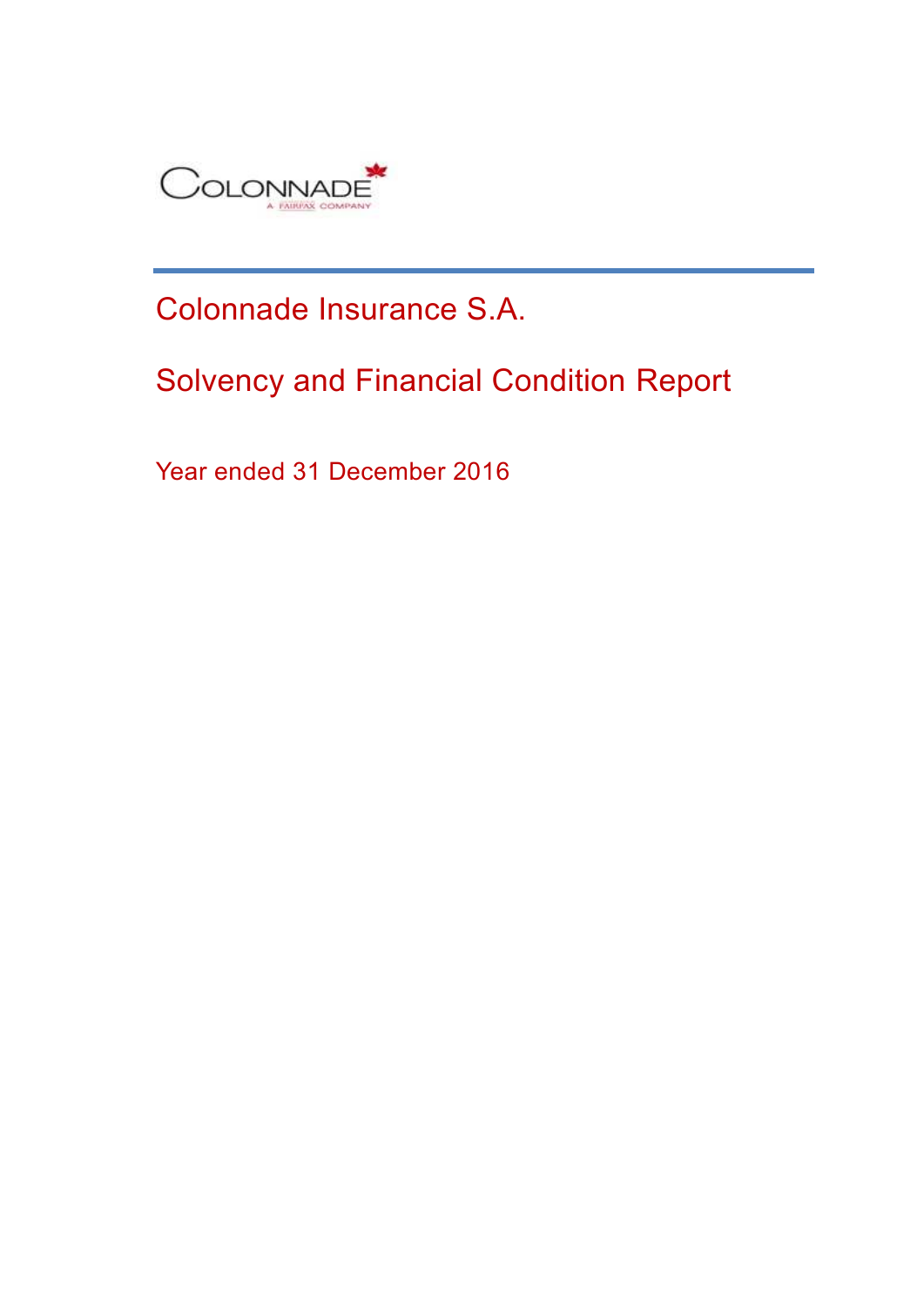# Colonnade Insurance S.A.

# Solvency and Financial Condition Report

Year ended 31 December 2016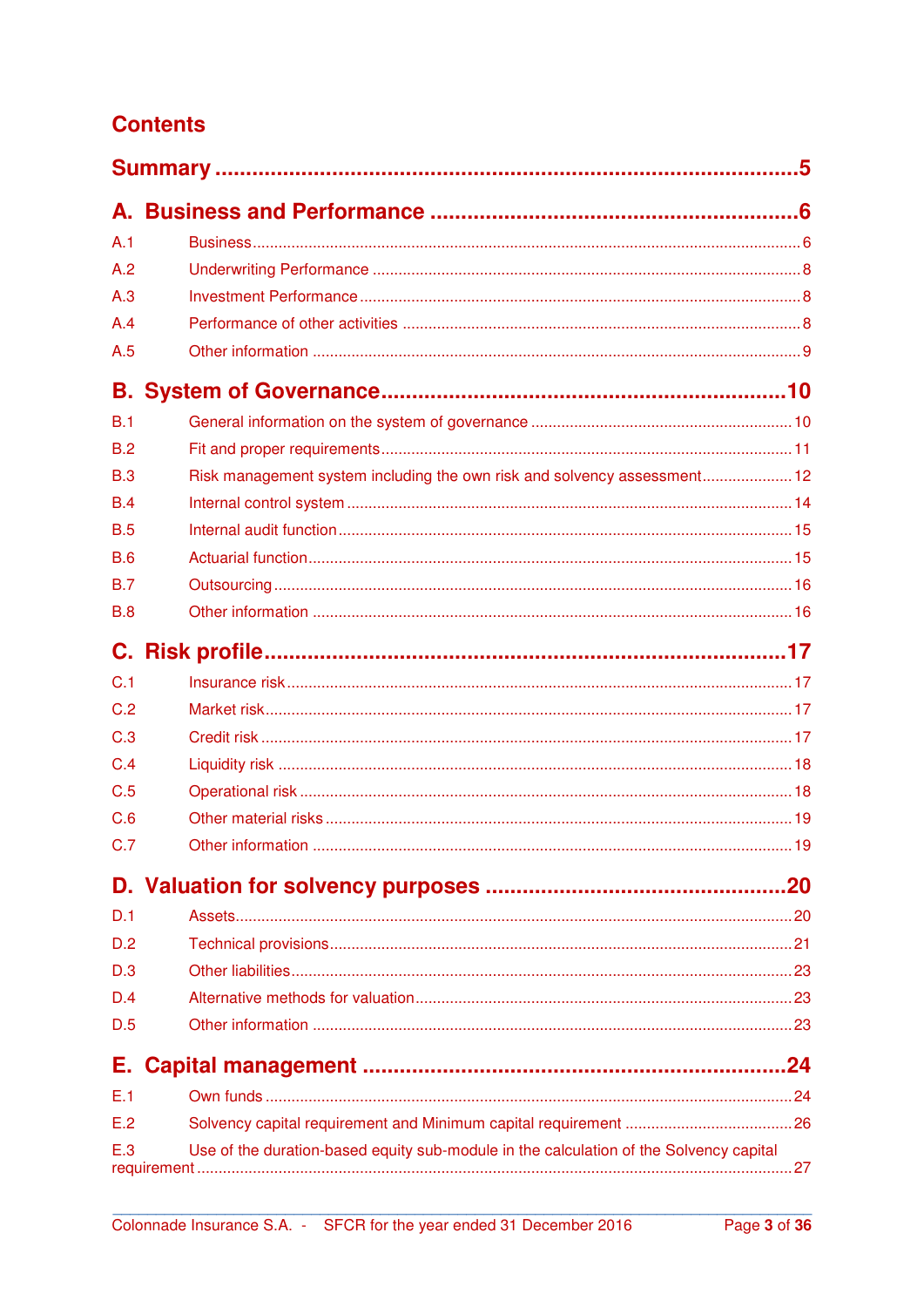# Contents

**Summary** ..................................................................................... 5

**A. Business and Performance** ..................................................... 6

| | | |
|---|---|---|
| A.1 | Business | 6 |
| A.2 | Underwriting Performance | 8 |
| A.3 | Investment Performance | 8 |
| A.4 | Performance of other activities | 8 |
| A.5 | Other information | 9 |

**B. System of Governance** ............................................................ 10

| | | |
|---|---|---|
| B.1 | General information on the system of governance | 10 |
| B.2 | Fit and proper requirements | 11 |
| B.3 | Risk management system including the own risk and solvency assessment | 12 |
| B.4 | Internal control system | 14 |
| B.5 | Internal audit function | 15 |
| B.6 | Actuarial function | 15 |
| B.7 | Outsourcing | 16 |
| B.8 | Other information | 16 |

**C. Risk profile** ............................................................................ 17

| | | |
|---|---|---|
| C.1 | Insurance risk | 17 |
| C.2 | Market risk | 17 |
| C.3 | Credit risk | 17 |
| C.4 | Liquidity risk | 18 |
| C.5 | Operational risk | 18 |
| C.6 | Other material risks | 19 |
| C.7 | Other information | 19 |

**D. Valuation for solvency purposes** ........................................... 20

| | | |
|---|---|---|
| D.1 | Assets | 20 |
| D.2 | Technical provisions | 21 |
| D.3 | Other liabilities | 23 |
| D.4 | Alternative methods for valuation | 23 |
| D.5 | Other information | 23 |

**E. Capital management** ............................................................... 24

| | | |
|---|---|---|
| E.1 | Own funds | 24 |
| E.2 | Solvency capital requirement and Minimum capital requirement | 26 |
| E.3 | Use of the duration-based equity sub-module in the calculation of the Solvency capital requirement | 27 |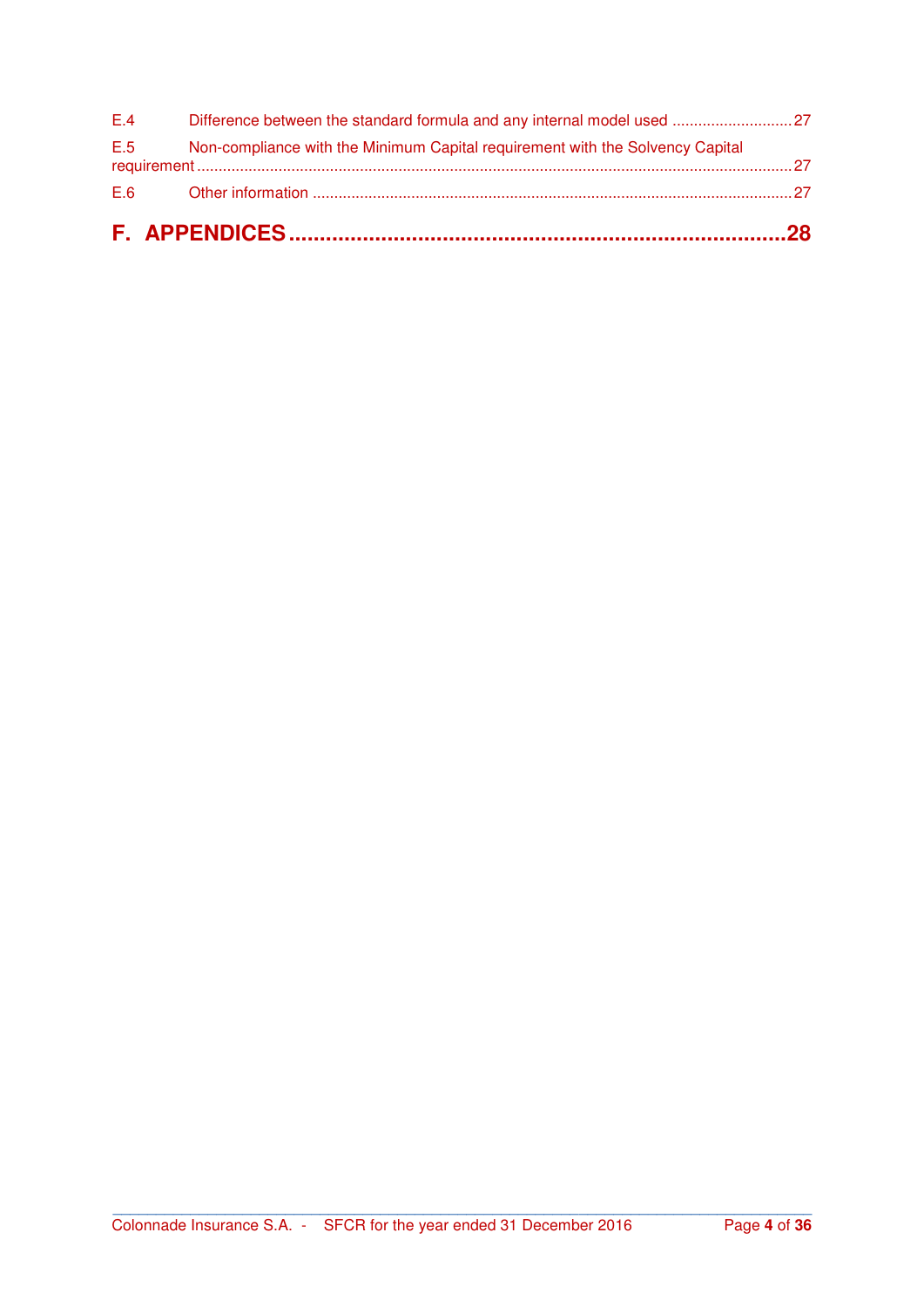E.4 Difference between the standard formula and any internal model used ............................ 27

E.5 Non-compliance with the Minimum Capital requirement with the Solvency Capital requirement ........................................................................................................................... 27

E.6 Other information ................................................................................................................ 27

**F. APPENDICES ........................................................................................ 28**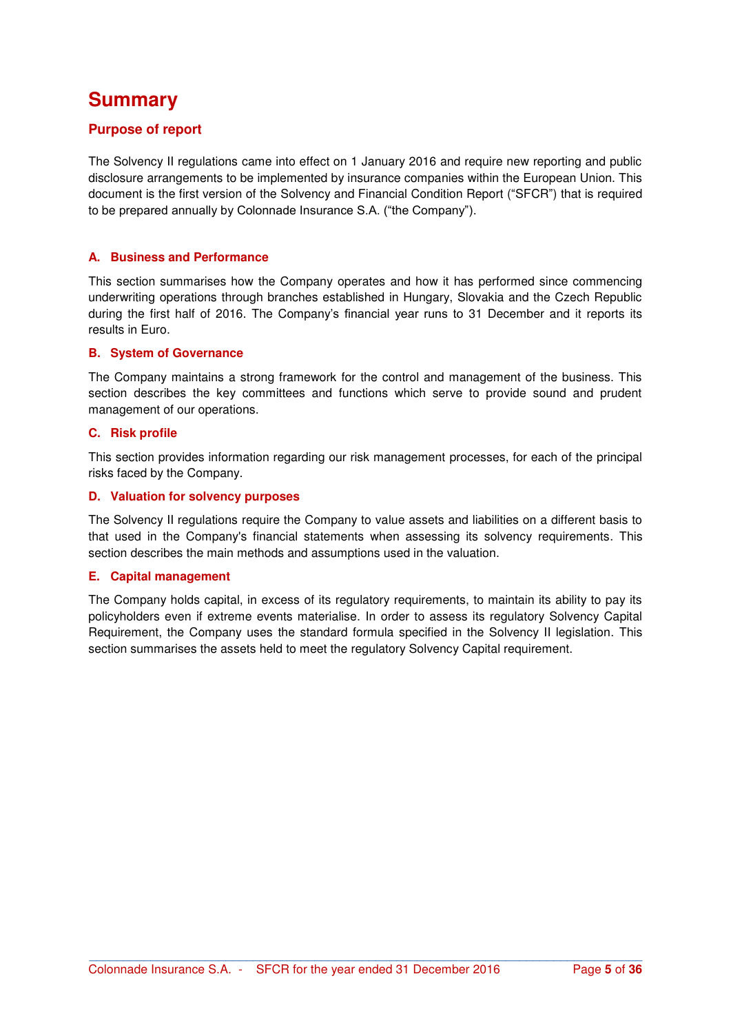# Summary

## Purpose of report

The Solvency II regulations came into effect on 1 January 2016 and require new reporting and public disclosure arrangements to be implemented by insurance companies within the European Union. This document is the first version of the Solvency and Financial Condition Report ("SFCR") that is required to be prepared annually by Colonnade Insurance S.A. ("the Company").

### A. Business and Performance

This section summarises how the Company operates and how it has performed since commencing underwriting operations through branches established in Hungary, Slovakia and the Czech Republic during the first half of 2016. The Company's financial year runs to 31 December and it reports its results in Euro.

### B. System of Governance

The Company maintains a strong framework for the control and management of the business. This section describes the key committees and functions which serve to provide sound and prudent management of our operations.

### C. Risk profile

This section provides information regarding our risk management processes, for each of the principal risks faced by the Company.

### D. Valuation for solvency purposes

The Solvency II regulations require the Company to value assets and liabilities on a different basis to that used in the Company's financial statements when assessing its solvency requirements. This section describes the main methods and assumptions used in the valuation.

### E. Capital management

The Company holds capital, in excess of its regulatory requirements, to maintain its ability to pay its policyholders even if extreme events materialise. In order to assess its regulatory Solvency Capital Requirement, the Company uses the standard formula specified in the Solvency II legislation. This section summarises the assets held to meet the regulatory Solvency Capital requirement.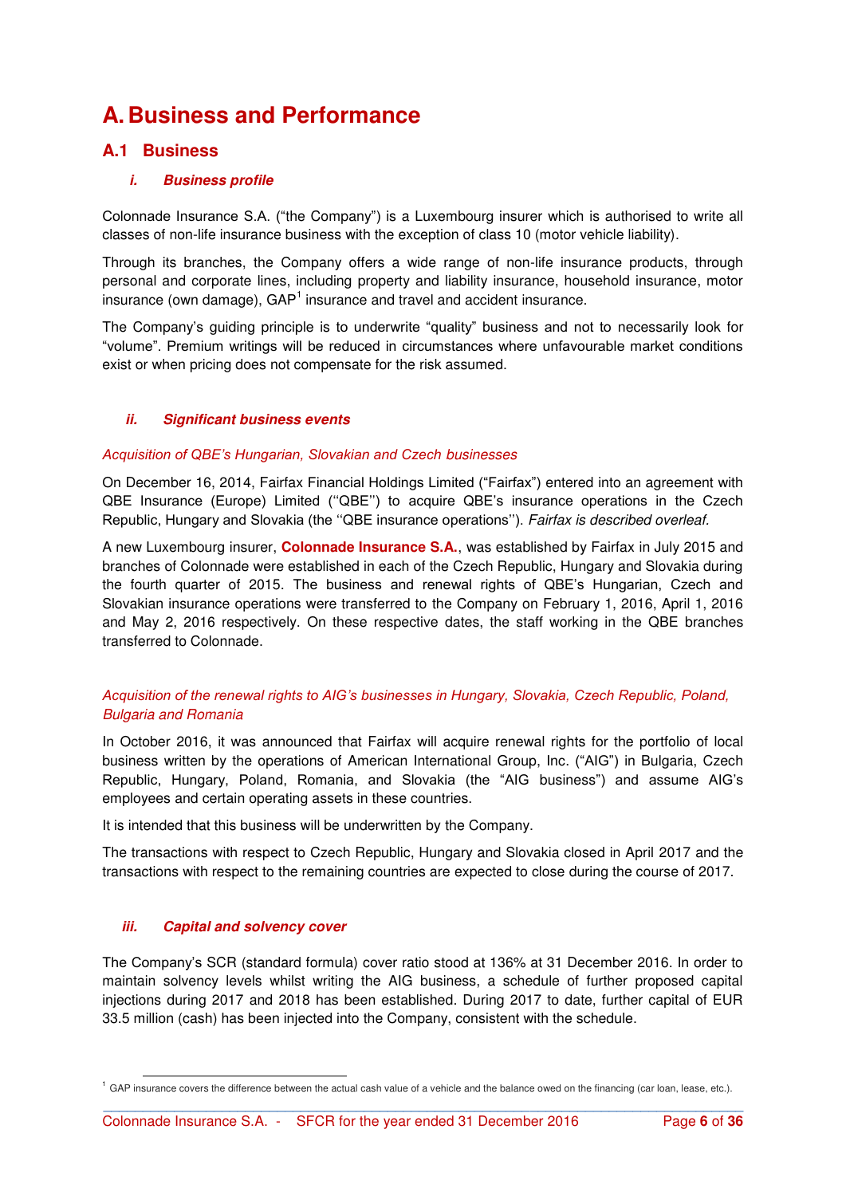# A. Business and Performance

## A.1 Business

### *i. Business profile*

Colonnade Insurance S.A. ("the Company") is a Luxembourg insurer which is authorised to write all classes of non-life insurance business with the exception of class 10 (motor vehicle liability).

Through its branches, the Company offers a wide range of non-life insurance products, through personal and corporate lines, including property and liability insurance, household insurance, motor insurance (own damage), GAP[1] insurance and travel and accident insurance.

The Company's guiding principle is to underwrite "quality" business and not to necessarily look for "volume". Premium writings will be reduced in circumstances where unfavourable market conditions exist or when pricing does not compensate for the risk assumed.

### *ii. Significant business events*

*Acquisition of QBE's Hungarian, Slovakian and Czech businesses*

On December 16, 2014, Fairfax Financial Holdings Limited ("Fairfax") entered into an agreement with QBE Insurance (Europe) Limited (''QBE'') to acquire QBE's insurance operations in the Czech Republic, Hungary and Slovakia (the ''QBE insurance operations''). *Fairfax is described overleaf.*

A new Luxembourg insurer, **Colonnade Insurance S.A.**, was established by Fairfax in July 2015 and branches of Colonnade were established in each of the Czech Republic, Hungary and Slovakia during the fourth quarter of 2015. The business and renewal rights of QBE's Hungarian, Czech and Slovakian insurance operations were transferred to the Company on February 1, 2016, April 1, 2016 and May 2, 2016 respectively. On these respective dates, the staff working in the QBE branches transferred to Colonnade.

*Acquisition of the renewal rights to AIG's businesses in Hungary, Slovakia, Czech Republic, Poland, Bulgaria and Romania*

In October 2016, it was announced that Fairfax will acquire renewal rights for the portfolio of local business written by the operations of American International Group, Inc. ("AIG") in Bulgaria, Czech Republic, Hungary, Poland, Romania, and Slovakia (the "AIG business") and assume AIG's employees and certain operating assets in these countries.

It is intended that this business will be underwritten by the Company.

The transactions with respect to Czech Republic, Hungary and Slovakia closed in April 2017 and the transactions with respect to the remaining countries are expected to close during the course of 2017.

### *iii. Capital and solvency cover*

The Company's SCR (standard formula) cover ratio stood at 136% at 31 December 2016. In order to maintain solvency levels whilst writing the AIG business, a schedule of further proposed capital injections during 2017 and 2018 has been established. During 2017 to date, further capital of EUR 33.5 million (cash) has been injected into the Company, consistent with the schedule.

[1] GAP insurance covers the difference between the actual cash value of a vehicle and the balance owed on the financing (car loan, lease, etc.).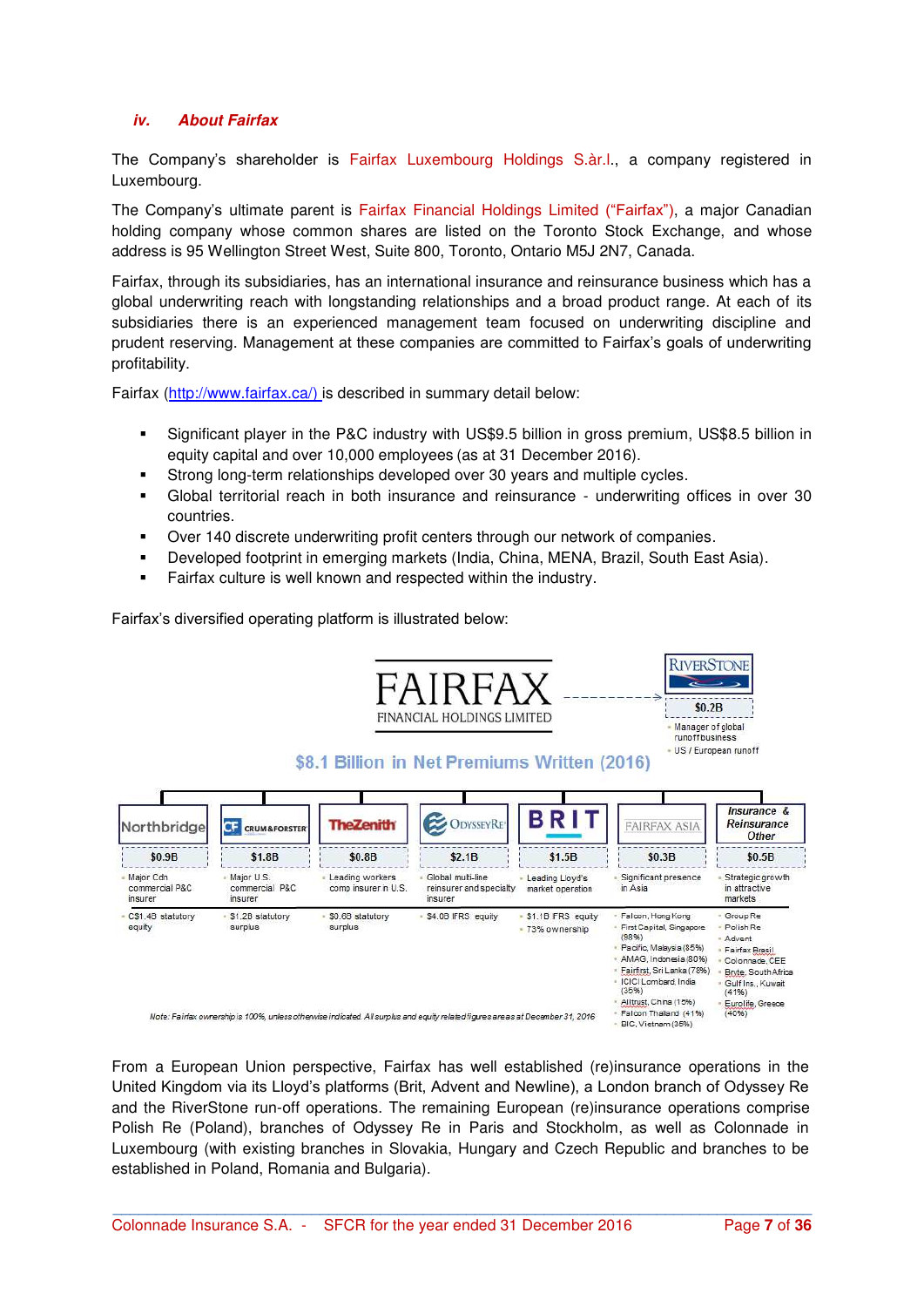### *iv. About Fairfax*

The Company's shareholder is Fairfax Luxembourg Holdings S.àr.l., a company registered in Luxembourg.

The Company's ultimate parent is Fairfax Financial Holdings Limited ("Fairfax"), a major Canadian holding company whose common shares are listed on the Toronto Stock Exchange, and whose address is 95 Wellington Street West, Suite 800, Toronto, Ontario M5J 2N7, Canada.

Fairfax, through its subsidiaries, has an international insurance and reinsurance business which has a global underwriting reach with longstanding relationships and a broad product range. At each of its subsidiaries there is an experienced management team focused on underwriting discipline and prudent reserving. Management at these companies are committed to Fairfax's goals of underwriting profitability.

Fairfax (http://www.fairfax.ca/) is described in summary detail below:

- Significant player in the P&C industry with US$9.5 billion in gross premium, US$8.5 billion in equity capital and over 10,000 employees (as at 31 December 2016).
- Strong long-term relationships developed over 30 years and multiple cycles.
- Global territorial reach in both insurance and reinsurance - underwriting offices in over 30 countries.
- Over 140 discrete underwriting profit centers through our network of companies.
- Developed footprint in emerging markets (India, China, MENA, Brazil, South East Asia).
- Fairfax culture is well known and respected within the industry.

Fairfax's diversified operating platform is illustrated below:

FAIRFAX FINANCIAL HOLDINGS LIMITED

RiverStone – $0.2B
- Manager of global runoff business
- US / European runoff

$8.1 Billion in Net Premiums Written (2016)

| Northbridge | Crum & Forster | The Zenith | OdysseyRe | Brit | Fairfax Asia | Insurance & Reinsurance Other |
|---|---|---|---|---|---|---|
| $0.9B | $1.8B | $0.8B | $2.1B | $1.5B | $0.3B | $0.5B |
| Major Cdn commercial P&C insurer | Major U.S. commercial P&C insurer | Leading workers comp insurer in U.S. | Global multi-line reinsurer and specialty insurer | Leading Lloyd's market operation | Significant presence in Asia | Strategic growth in attractive markets |
| C$1.4B statutory equity | $1.2B statutory surplus | $0.6B statutory surplus | $4.0B IFRS equity | $1.1B IFRS equity; 73% ownership | Falcon, Hong Kong; First Capital, Singapore (98%); Pacific, Malaysia (85%); AMAG, Indonesia (80%); Fairfirst, Sri Lanka (78%); ICICI Lombard, India (35%); Alltrust, China (15%); Falcon Thailand (41%); BIC, Vietnam (35%) | Group Re; Polish Re; Advent; Fairfax Brasil; Colonnade, CEE; Bryte, South Africa; Gulf Ins., Kuwait (41%); Eurolife, Greece (40%) |

*Note: Fairfax ownership is 100%, unless otherwise indicated. All surplus and equity related figures are as at December 31, 2016*

From a European Union perspective, Fairfax has well established (re)insurance operations in the United Kingdom via its Lloyd's platforms (Brit, Advent and Newline), a London branch of Odyssey Re and the RiverStone run-off operations. The remaining European (re)insurance operations comprise Polish Re (Poland), branches of Odyssey Re in Paris and Stockholm, as well as Colonnade in Luxembourg (with existing branches in Slovakia, Hungary and Czech Republic and branches to be established in Poland, Romania and Bulgaria).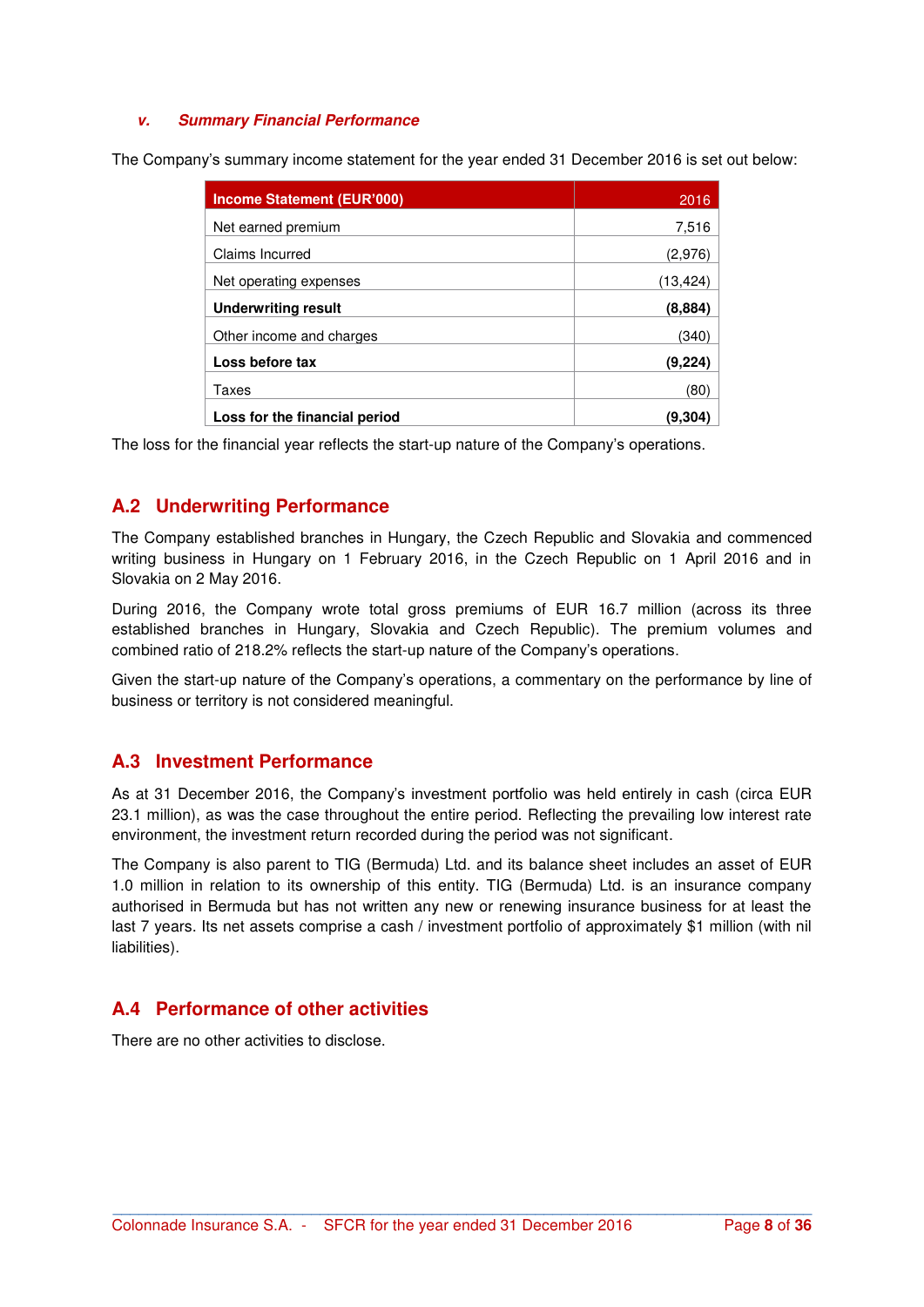#### *v. Summary Financial Performance*

The Company's summary income statement for the year ended 31 December 2016 is set out below:

| **Income Statement (EUR'000)** | 2016 |
|---|---|
| Net earned premium | 7,516 |
| Claims Incurred | (2,976) |
| Net operating expenses | (13,424) |
| **Underwriting result** | **(8,884)** |
| Other income and charges | (340) |
| **Loss before tax** | **(9,224)** |
| Taxes | (80) |
| **Loss for the financial period** | **(9,304)** |

The loss for the financial year reflects the start-up nature of the Company's operations.

## A.2 Underwriting Performance

The Company established branches in Hungary, the Czech Republic and Slovakia and commenced writing business in Hungary on 1 February 2016, in the Czech Republic on 1 April 2016 and in Slovakia on 2 May 2016.

During 2016, the Company wrote total gross premiums of EUR 16.7 million (across its three established branches in Hungary, Slovakia and Czech Republic). The premium volumes and combined ratio of 218.2% reflects the start-up nature of the Company's operations.

Given the start-up nature of the Company's operations, a commentary on the performance by line of business or territory is not considered meaningful.

## A.3 Investment Performance

As at 31 December 2016, the Company's investment portfolio was held entirely in cash (circa EUR 23.1 million), as was the case throughout the entire period. Reflecting the prevailing low interest rate environment, the investment return recorded during the period was not significant.

The Company is also parent to TIG (Bermuda) Ltd. and its balance sheet includes an asset of EUR 1.0 million in relation to its ownership of this entity. TIG (Bermuda) Ltd. is an insurance company authorised in Bermuda but has not written any new or renewing insurance business for at least the last 7 years. Its net assets comprise a cash / investment portfolio of approximately $1 million (with nil liabilities).

## A.4 Performance of other activities

There are no other activities to disclose.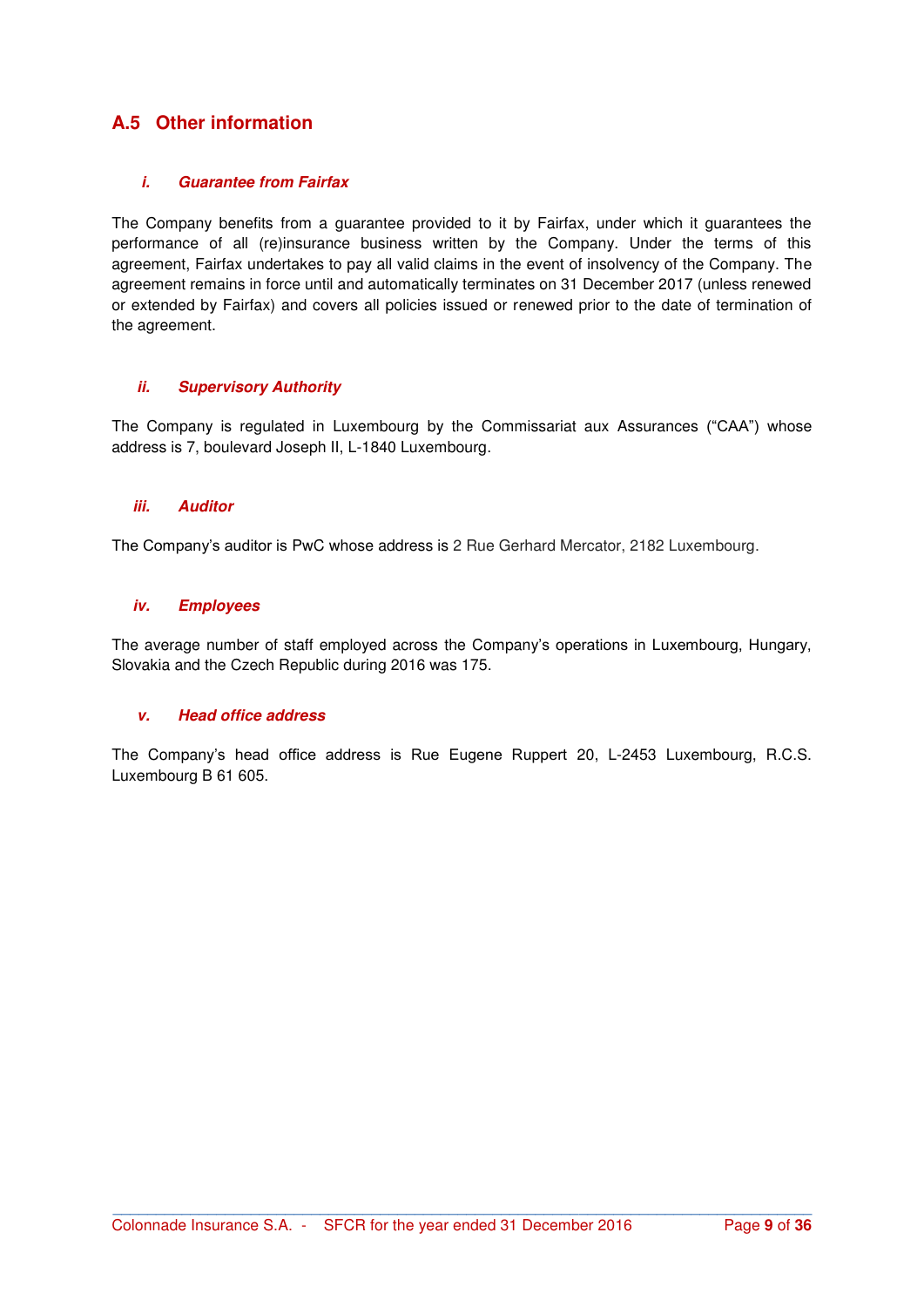## A.5 Other information

#### *i. Guarantee from Fairfax*

The Company benefits from a guarantee provided to it by Fairfax, under which it guarantees the performance of all (re)insurance business written by the Company. Under the terms of this agreement, Fairfax undertakes to pay all valid claims in the event of insolvency of the Company. The agreement remains in force until and automatically terminates on 31 December 2017 (unless renewed or extended by Fairfax) and covers all policies issued or renewed prior to the date of termination of the agreement.

#### *ii. Supervisory Authority*

The Company is regulated in Luxembourg by the Commissariat aux Assurances ("CAA") whose address is 7, boulevard Joseph II, L-1840 Luxembourg.

#### *iii. Auditor*

The Company's auditor is PwC whose address is 2 Rue Gerhard Mercator, 2182 Luxembourg.

#### *iv. Employees*

The average number of staff employed across the Company's operations in Luxembourg, Hungary, Slovakia and the Czech Republic during 2016 was 175.

#### *v. Head office address*

The Company's head office address is Rue Eugene Ruppert 20, L-2453 Luxembourg, R.C.S. Luxembourg B 61 605.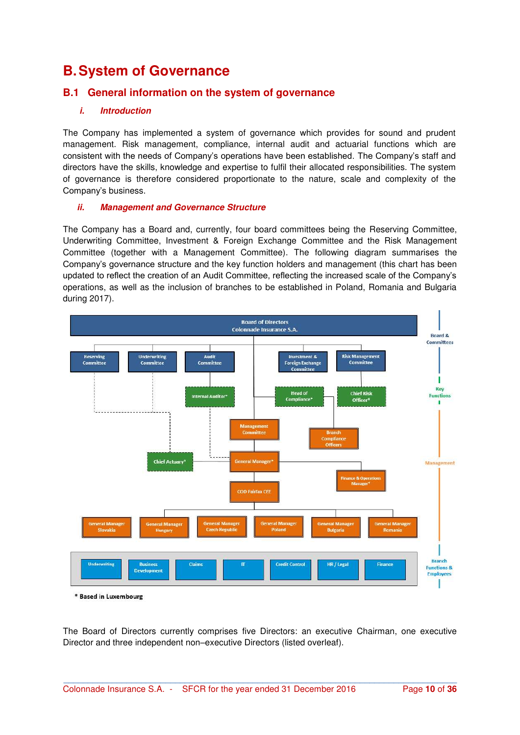# B. System of Governance

## B.1 General information on the system of governance

### *i. Introduction*

The Company has implemented a system of governance which provides for sound and prudent management. Risk management, compliance, internal audit and actuarial functions which are consistent with the needs of Company's operations have been established. The Company's staff and directors have the skills, knowledge and expertise to fulfil their allocated responsibilities. The system of governance is therefore considered proportionate to the nature, scale and complexity of the Company's business.

### *ii. Management and Governance Structure*

The Company has a Board and, currently, four board committees being the Reserving Committee, Underwriting Committee, Investment & Foreign Exchange Committee and the Risk Management Committee (together with a Management Committee). The following diagram summarises the Company's governance structure and the key function holders and management (this chart has been updated to reflect the creation of an Audit Committee, reflecting the increased scale of the Company's operations, as well as the inclusion of branches to be established in Poland, Romania and Bulgaria during 2017).

Board of Directors
Colonnade Insurance S.A.

Board & Committees: Reserving Committee, Underwriting Committee, Audit Committee, Investment & Foreign Exchange Committee, Risk Management Committee

Key Functions: Internal Auditor*, Head of Compliance*, Chief Risk Officer*, Chief Actuary*

Management: Management Committee, Branch Compliance Officers, General Manager*, Finance & Operations Manager*, COO Fairfax CEE, General Manager Slovakia, General Manager Hungary, General Manager Czech Republic, General Manager Poland, General Manager Bulgaria, General Manager Romania

Branch Functions & Employees: Underwriting, Business Development, Claims, IT, Credit Control, HR / Legal, Finance

\* Based in Luxembourg

The Board of Directors currently comprises five Directors: an executive Chairman, one executive Director and three independent non–executive Directors (listed overleaf).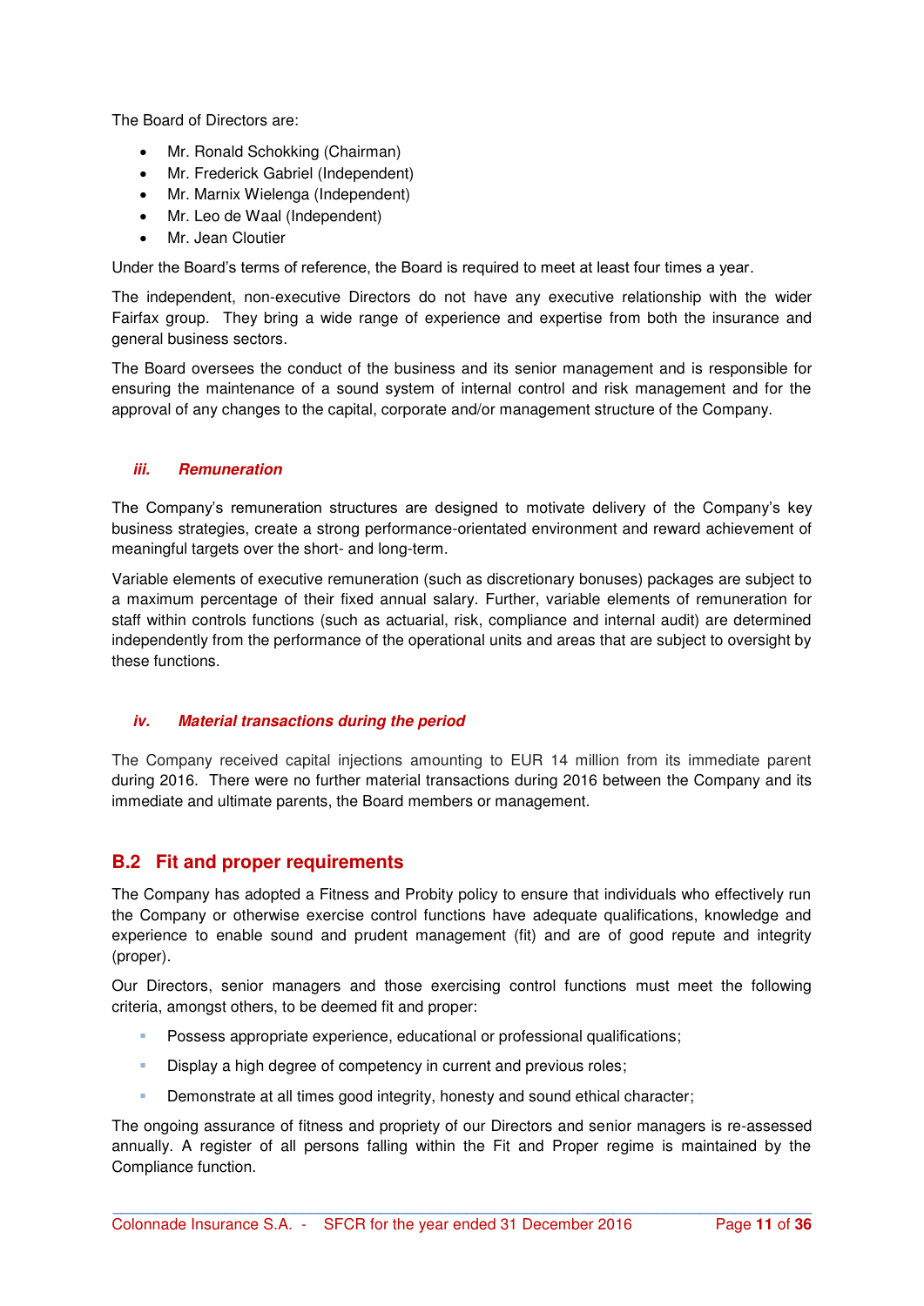The Board of Directors are:

- Mr. Ronald Schokking (Chairman)
- Mr. Frederick Gabriel (Independent)
- Mr. Marnix Wielenga (Independent)
- Mr. Leo de Waal (Independent)
- Mr. Jean Cloutier

Under the Board's terms of reference, the Board is required to meet at least four times a year.

The independent, non-executive Directors do not have any executive relationship with the wider Fairfax group. They bring a wide range of experience and expertise from both the insurance and general business sectors.

The Board oversees the conduct of the business and its senior management and is responsible for ensuring the maintenance of a sound system of internal control and risk management and for the approval of any changes to the capital, corporate and/or management structure of the Company.

#### *iii. Remuneration*

The Company's remuneration structures are designed to motivate delivery of the Company's key business strategies, create a strong performance-orientated environment and reward achievement of meaningful targets over the short- and long-term.

Variable elements of executive remuneration (such as discretionary bonuses) packages are subject to a maximum percentage of their fixed annual salary. Further, variable elements of remuneration for staff within controls functions (such as actuarial, risk, compliance and internal audit) are determined independently from the performance of the operational units and areas that are subject to oversight by these functions.

#### *iv. Material transactions during the period*

The Company received capital injections amounting to EUR 14 million from its immediate parent during 2016. There were no further material transactions during 2016 between the Company and its immediate and ultimate parents, the Board members or management.

## B.2 Fit and proper requirements

The Company has adopted a Fitness and Probity policy to ensure that individuals who effectively run the Company or otherwise exercise control functions have adequate qualifications, knowledge and experience to enable sound and prudent management (fit) and are of good repute and integrity (proper).

Our Directors, senior managers and those exercising control functions must meet the following criteria, amongst others, to be deemed fit and proper:

- Possess appropriate experience, educational or professional qualifications;
- Display a high degree of competency in current and previous roles;
- Demonstrate at all times good integrity, honesty and sound ethical character;

The ongoing assurance of fitness and propriety of our Directors and senior managers is re-assessed annually. A register of all persons falling within the Fit and Proper regime is maintained by the Compliance function.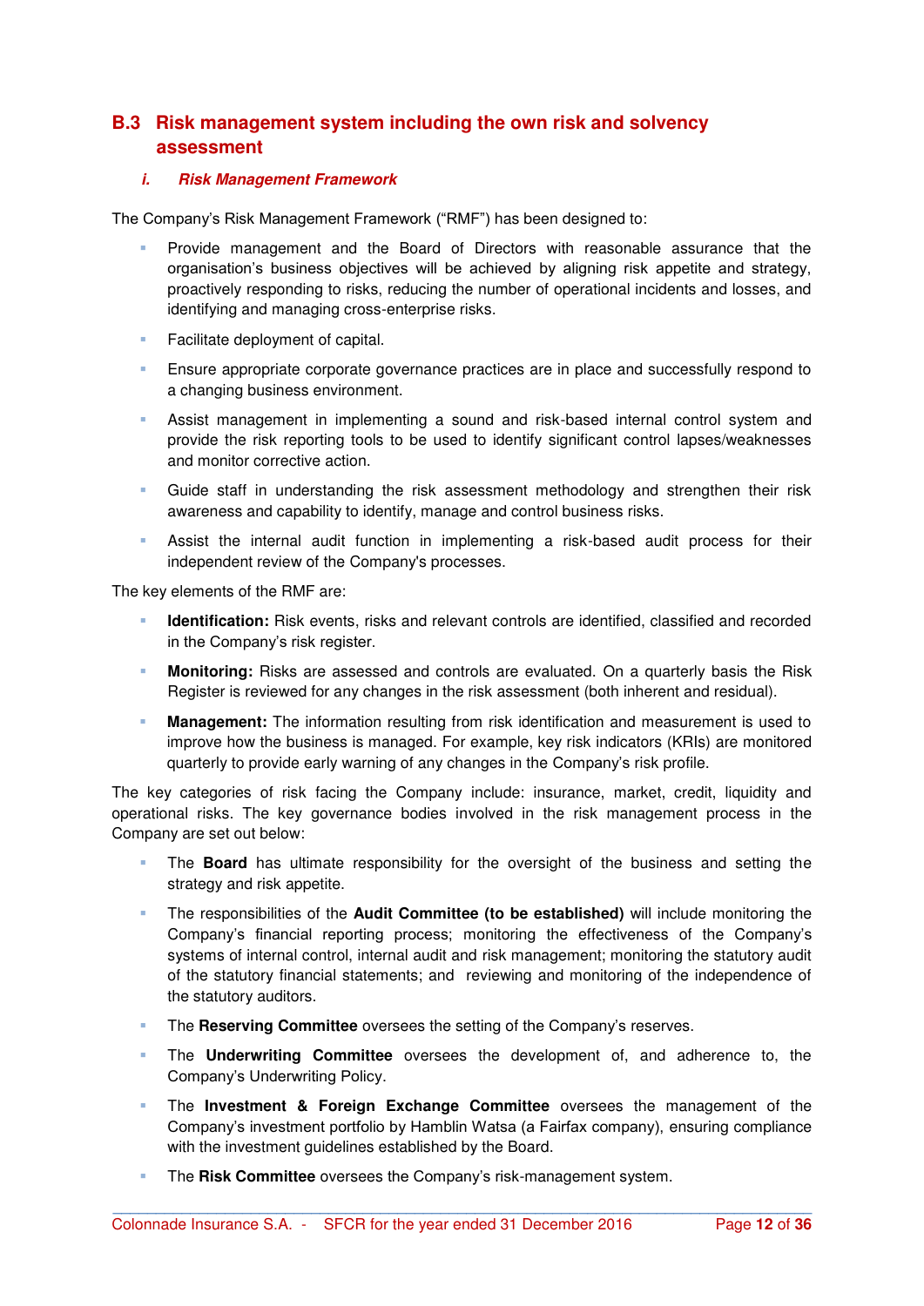## B.3 Risk management system including the own risk and solvency assessment

### *i. Risk Management Framework*

The Company's Risk Management Framework ("RMF") has been designed to:

- Provide management and the Board of Directors with reasonable assurance that the organisation's business objectives will be achieved by aligning risk appetite and strategy, proactively responding to risks, reducing the number of operational incidents and losses, and identifying and managing cross-enterprise risks.
- Facilitate deployment of capital.
- Ensure appropriate corporate governance practices are in place and successfully respond to a changing business environment.
- Assist management in implementing a sound and risk-based internal control system and provide the risk reporting tools to be used to identify significant control lapses/weaknesses and monitor corrective action.
- Guide staff in understanding the risk assessment methodology and strengthen their risk awareness and capability to identify, manage and control business risks.
- Assist the internal audit function in implementing a risk-based audit process for their independent review of the Company's processes.

The key elements of the RMF are:

- **Identification:** Risk events, risks and relevant controls are identified, classified and recorded in the Company's risk register.
- **Monitoring:** Risks are assessed and controls are evaluated. On a quarterly basis the Risk Register is reviewed for any changes in the risk assessment (both inherent and residual).
- **Management:** The information resulting from risk identification and measurement is used to improve how the business is managed. For example, key risk indicators (KRIs) are monitored quarterly to provide early warning of any changes in the Company's risk profile.

The key categories of risk facing the Company include: insurance, market, credit, liquidity and operational risks. The key governance bodies involved in the risk management process in the Company are set out below:

- The **Board** has ultimate responsibility for the oversight of the business and setting the strategy and risk appetite.
- The responsibilities of the **Audit Committee (to be established)** will include monitoring the Company's financial reporting process; monitoring the effectiveness of the Company's systems of internal control, internal audit and risk management; monitoring the statutory audit of the statutory financial statements; and reviewing and monitoring of the independence of the statutory auditors.
- The **Reserving Committee** oversees the setting of the Company's reserves.
- The **Underwriting Committee** oversees the development of, and adherence to, the Company's Underwriting Policy.
- The **Investment & Foreign Exchange Committee** oversees the management of the Company's investment portfolio by Hamblin Watsa (a Fairfax company), ensuring compliance with the investment guidelines established by the Board.
- The **Risk Committee** oversees the Company's risk-management system.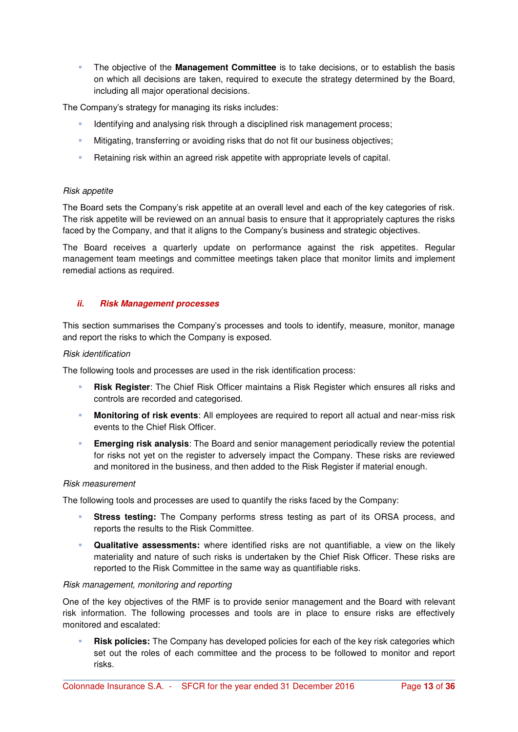- The objective of the **Management Committee** is to take decisions, or to establish the basis on which all decisions are taken, required to execute the strategy determined by the Board, including all major operational decisions.

The Company's strategy for managing its risks includes:

- Identifying and analysing risk through a disciplined risk management process;
- Mitigating, transferring or avoiding risks that do not fit our business objectives;
- Retaining risk within an agreed risk appetite with appropriate levels of capital.

*Risk appetite*

The Board sets the Company's risk appetite at an overall level and each of the key categories of risk. The risk appetite will be reviewed on an annual basis to ensure that it appropriately captures the risks faced by the Company, and that it aligns to the Company's business and strategic objectives.

The Board receives a quarterly update on performance against the risk appetites. Regular management team meetings and committee meetings taken place that monitor limits and implement remedial actions as required.

### *ii. Risk Management processes*

This section summarises the Company's processes and tools to identify, measure, monitor, manage and report the risks to which the Company is exposed.

*Risk identification*

The following tools and processes are used in the risk identification process:

- **Risk Register**: The Chief Risk Officer maintains a Risk Register which ensures all risks and controls are recorded and categorised.
- **Monitoring of risk events**: All employees are required to report all actual and near-miss risk events to the Chief Risk Officer.
- **Emerging risk analysis**: The Board and senior management periodically review the potential for risks not yet on the register to adversely impact the Company. These risks are reviewed and monitored in the business, and then added to the Risk Register if material enough.

*Risk measurement*

The following tools and processes are used to quantify the risks faced by the Company:

- **Stress testing:** The Company performs stress testing as part of its ORSA process, and reports the results to the Risk Committee.
- **Qualitative assessments:** where identified risks are not quantifiable, a view on the likely materiality and nature of such risks is undertaken by the Chief Risk Officer. These risks are reported to the Risk Committee in the same way as quantifiable risks.

*Risk management, monitoring and reporting*

One of the key objectives of the RMF is to provide senior management and the Board with relevant risk information. The following processes and tools are in place to ensure risks are effectively monitored and escalated:

- **Risk policies:** The Company has developed policies for each of the key risk categories which set out the roles of each committee and the process to be followed to monitor and report risks.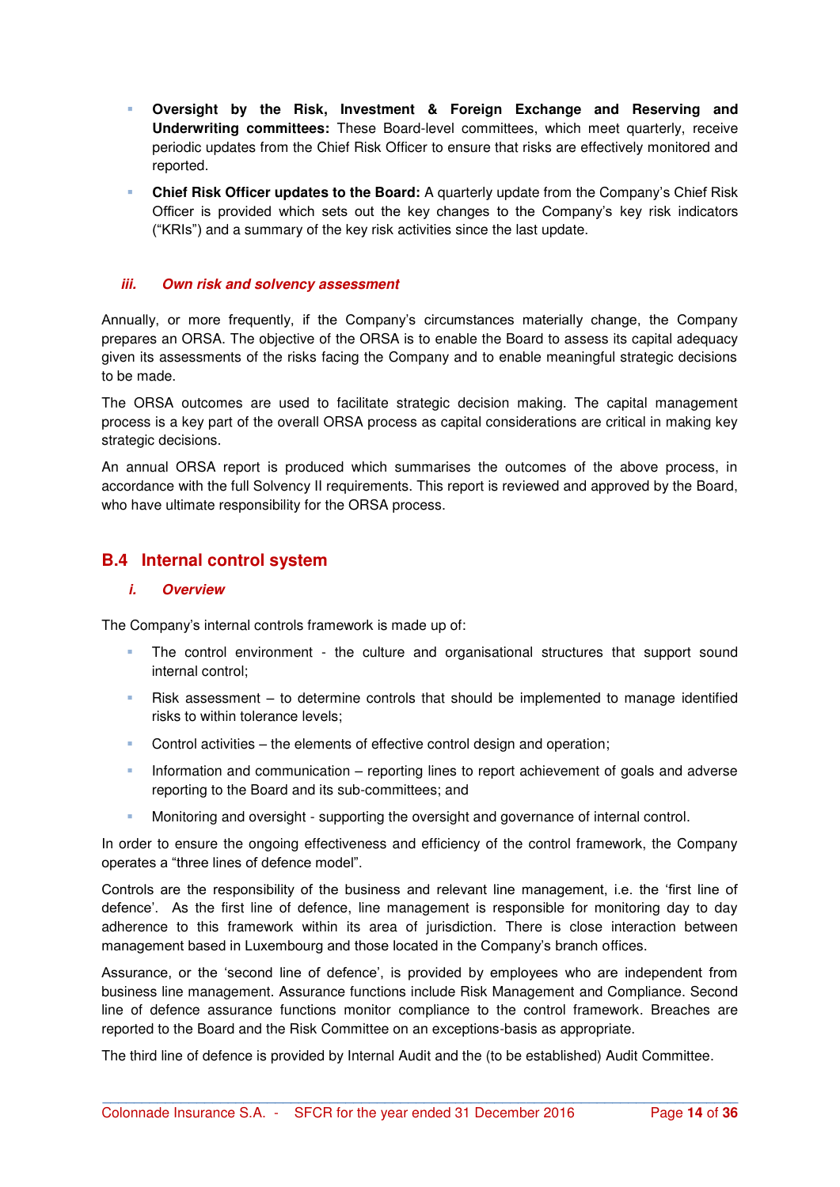- **Oversight by the Risk, Investment & Foreign Exchange and Reserving and Underwriting committees:** These Board-level committees, which meet quarterly, receive periodic updates from the Chief Risk Officer to ensure that risks are effectively monitored and reported.
- **Chief Risk Officer updates to the Board:** A quarterly update from the Company's Chief Risk Officer is provided which sets out the key changes to the Company's key risk indicators ("KRIs") and a summary of the key risk activities since the last update.

### *iii. Own risk and solvency assessment*

Annually, or more frequently, if the Company's circumstances materially change, the Company prepares an ORSA. The objective of the ORSA is to enable the Board to assess its capital adequacy given its assessments of the risks facing the Company and to enable meaningful strategic decisions to be made.

The ORSA outcomes are used to facilitate strategic decision making. The capital management process is a key part of the overall ORSA process as capital considerations are critical in making key strategic decisions.

An annual ORSA report is produced which summarises the outcomes of the above process, in accordance with the full Solvency II requirements. This report is reviewed and approved by the Board, who have ultimate responsibility for the ORSA process.

## B.4 Internal control system

### *i. Overview*

The Company's internal controls framework is made up of:

- The control environment - the culture and organisational structures that support sound internal control;
- Risk assessment – to determine controls that should be implemented to manage identified risks to within tolerance levels;
- Control activities – the elements of effective control design and operation;
- Information and communication – reporting lines to report achievement of goals and adverse reporting to the Board and its sub-committees; and
- Monitoring and oversight - supporting the oversight and governance of internal control.

In order to ensure the ongoing effectiveness and efficiency of the control framework, the Company operates a "three lines of defence model".

Controls are the responsibility of the business and relevant line management, i.e. the 'first line of defence'. As the first line of defence, line management is responsible for monitoring day to day adherence to this framework within its area of jurisdiction. There is close interaction between management based in Luxembourg and those located in the Company's branch offices.

Assurance, or the 'second line of defence', is provided by employees who are independent from business line management. Assurance functions include Risk Management and Compliance. Second line of defence assurance functions monitor compliance to the control framework. Breaches are reported to the Board and the Risk Committee on an exceptions-basis as appropriate.

The third line of defence is provided by Internal Audit and the (to be established) Audit Committee.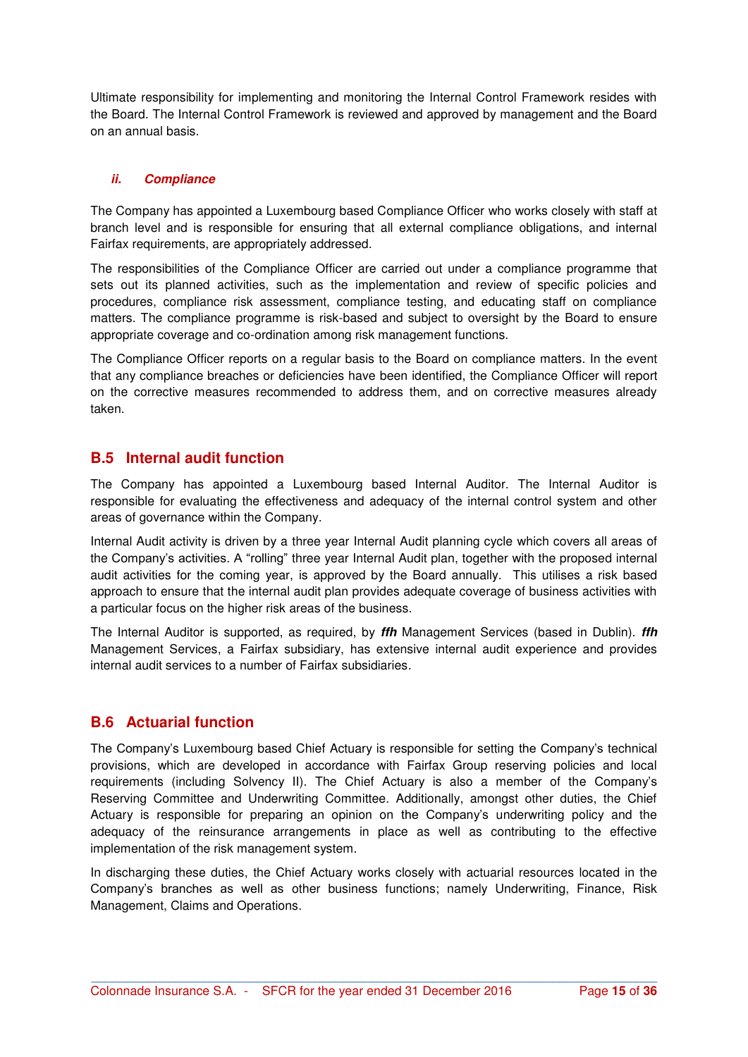Ultimate responsibility for implementing and monitoring the Internal Control Framework resides with the Board. The Internal Control Framework is reviewed and approved by management and the Board on an annual basis.

#### *ii. Compliance*

The Company has appointed a Luxembourg based Compliance Officer who works closely with staff at branch level and is responsible for ensuring that all external compliance obligations, and internal Fairfax requirements, are appropriately addressed.

The responsibilities of the Compliance Officer are carried out under a compliance programme that sets out its planned activities, such as the implementation and review of specific policies and procedures, compliance risk assessment, compliance testing, and educating staff on compliance matters. The compliance programme is risk-based and subject to oversight by the Board to ensure appropriate coverage and co-ordination among risk management functions.

The Compliance Officer reports on a regular basis to the Board on compliance matters. In the event that any compliance breaches or deficiencies have been identified, the Compliance Officer will report on the corrective measures recommended to address them, and on corrective measures already taken.

## B.5 Internal audit function

The Company has appointed a Luxembourg based Internal Auditor. The Internal Auditor is responsible for evaluating the effectiveness and adequacy of the internal control system and other areas of governance within the Company.

Internal Audit activity is driven by a three year Internal Audit planning cycle which covers all areas of the Company's activities. A "rolling" three year Internal Audit plan, together with the proposed internal audit activities for the coming year, is approved by the Board annually. This utilises a risk based approach to ensure that the internal audit plan provides adequate coverage of business activities with a particular focus on the higher risk areas of the business.

The Internal Auditor is supported, as required, by ***ffh*** Management Services (based in Dublin). ***ffh*** Management Services, a Fairfax subsidiary, has extensive internal audit experience and provides internal audit services to a number of Fairfax subsidiaries.

## B.6 Actuarial function

The Company's Luxembourg based Chief Actuary is responsible for setting the Company's technical provisions, which are developed in accordance with Fairfax Group reserving policies and local requirements (including Solvency II). The Chief Actuary is also a member of the Company's Reserving Committee and Underwriting Committee. Additionally, amongst other duties, the Chief Actuary is responsible for preparing an opinion on the Company's underwriting policy and the adequacy of the reinsurance arrangements in place as well as contributing to the effective implementation of the risk management system.

In discharging these duties, the Chief Actuary works closely with actuarial resources located in the Company's branches as well as other business functions; namely Underwriting, Finance, Risk Management, Claims and Operations.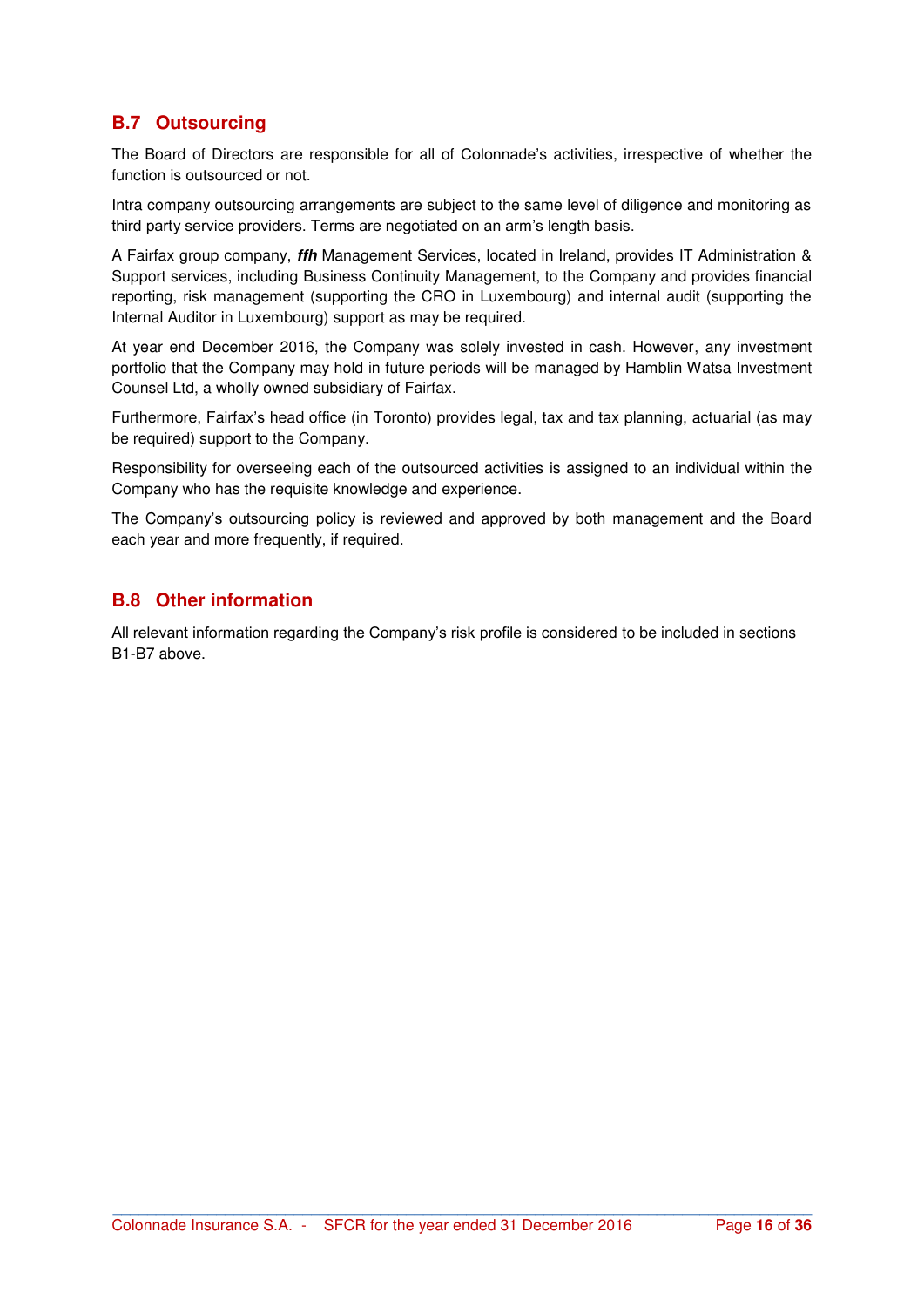## B.7 Outsourcing

The Board of Directors are responsible for all of Colonnade's activities, irrespective of whether the function is outsourced or not.

Intra company outsourcing arrangements are subject to the same level of diligence and monitoring as third party service providers. Terms are negotiated on an arm's length basis.

A Fairfax group company, ***ffh*** Management Services, located in Ireland, provides IT Administration & Support services, including Business Continuity Management, to the Company and provides financial reporting, risk management (supporting the CRO in Luxembourg) and internal audit (supporting the Internal Auditor in Luxembourg) support as may be required.

At year end December 2016, the Company was solely invested in cash. However, any investment portfolio that the Company may hold in future periods will be managed by Hamblin Watsa Investment Counsel Ltd, a wholly owned subsidiary of Fairfax.

Furthermore, Fairfax's head office (in Toronto) provides legal, tax and tax planning, actuarial (as may be required) support to the Company.

Responsibility for overseeing each of the outsourced activities is assigned to an individual within the Company who has the requisite knowledge and experience.

The Company's outsourcing policy is reviewed and approved by both management and the Board each year and more frequently, if required.

## B.8 Other information

All relevant information regarding the Company's risk profile is considered to be included in sections B1-B7 above.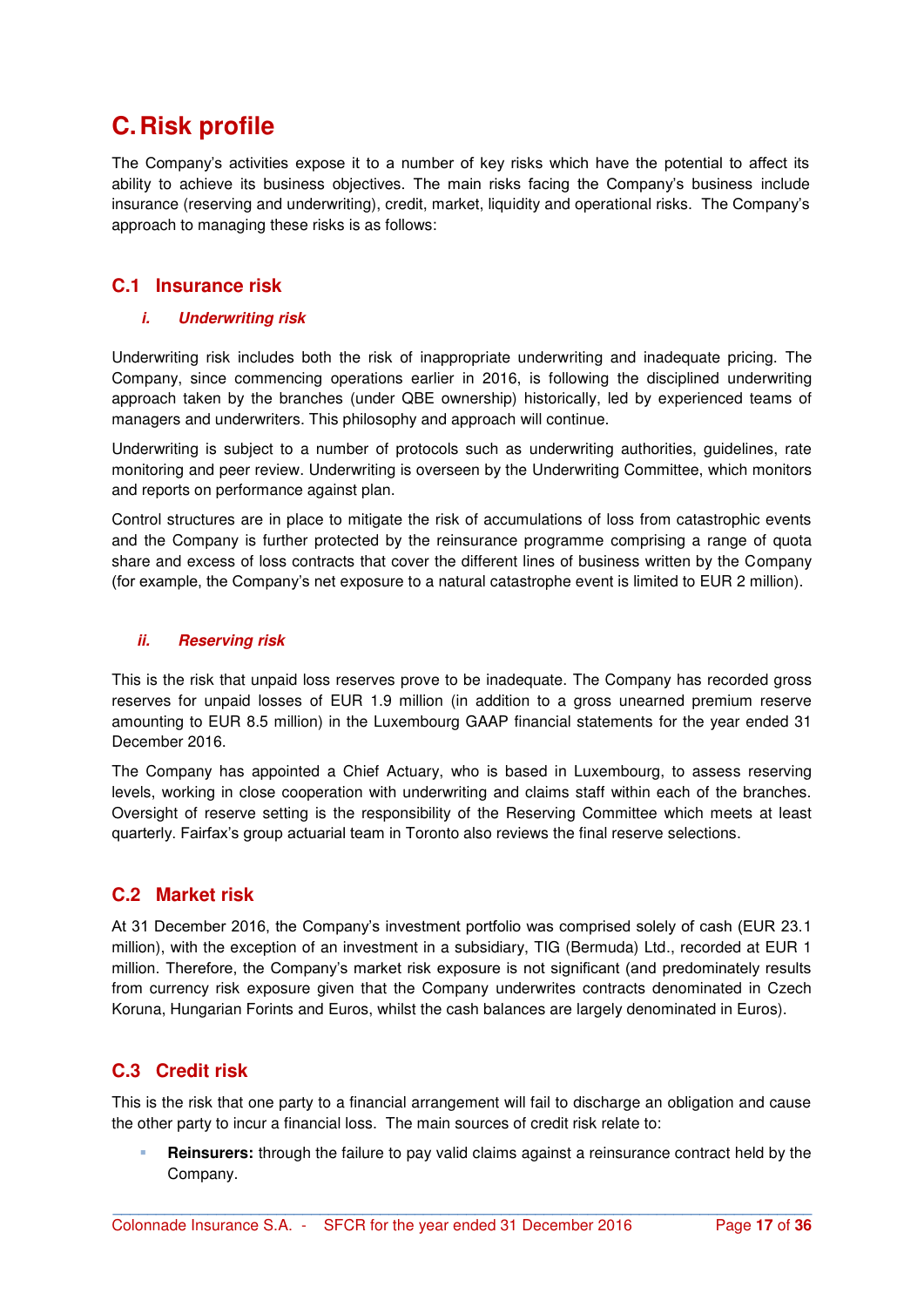# C. Risk profile

The Company's activities expose it to a number of key risks which have the potential to affect its ability to achieve its business objectives. The main risks facing the Company's business include insurance (reserving and underwriting), credit, market, liquidity and operational risks. The Company's approach to managing these risks is as follows:

## C.1 Insurance risk

### *i. Underwriting risk*

Underwriting risk includes both the risk of inappropriate underwriting and inadequate pricing. The Company, since commencing operations earlier in 2016, is following the disciplined underwriting approach taken by the branches (under QBE ownership) historically, led by experienced teams of managers and underwriters. This philosophy and approach will continue.

Underwriting is subject to a number of protocols such as underwriting authorities, guidelines, rate monitoring and peer review. Underwriting is overseen by the Underwriting Committee, which monitors and reports on performance against plan.

Control structures are in place to mitigate the risk of accumulations of loss from catastrophic events and the Company is further protected by the reinsurance programme comprising a range of quota share and excess of loss contracts that cover the different lines of business written by the Company (for example, the Company's net exposure to a natural catastrophe event is limited to EUR 2 million).

### *ii. Reserving risk*

This is the risk that unpaid loss reserves prove to be inadequate. The Company has recorded gross reserves for unpaid losses of EUR 1.9 million (in addition to a gross unearned premium reserve amounting to EUR 8.5 million) in the Luxembourg GAAP financial statements for the year ended 31 December 2016.

The Company has appointed a Chief Actuary, who is based in Luxembourg, to assess reserving levels, working in close cooperation with underwriting and claims staff within each of the branches. Oversight of reserve setting is the responsibility of the Reserving Committee which meets at least quarterly. Fairfax's group actuarial team in Toronto also reviews the final reserve selections.

## C.2 Market risk

At 31 December 2016, the Company's investment portfolio was comprised solely of cash (EUR 23.1 million), with the exception of an investment in a subsidiary, TIG (Bermuda) Ltd., recorded at EUR 1 million. Therefore, the Company's market risk exposure is not significant (and predominately results from currency risk exposure given that the Company underwrites contracts denominated in Czech Koruna, Hungarian Forints and Euros, whilst the cash balances are largely denominated in Euros).

## C.3 Credit risk

This is the risk that one party to a financial arrangement will fail to discharge an obligation and cause the other party to incur a financial loss. The main sources of credit risk relate to:

- **Reinsurers:** through the failure to pay valid claims against a reinsurance contract held by the Company.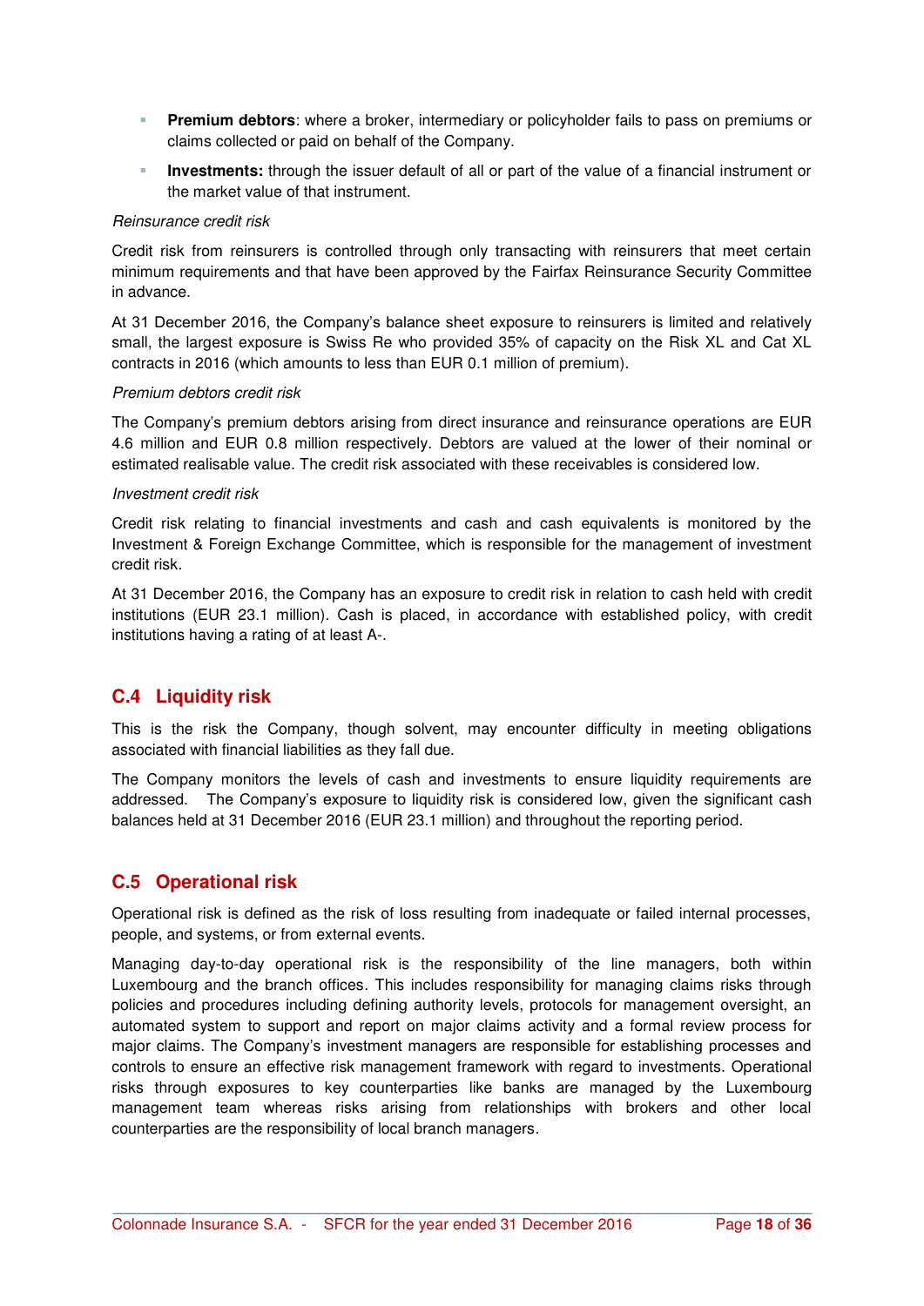- **Premium debtors**: where a broker, intermediary or policyholder fails to pass on premiums or claims collected or paid on behalf of the Company.
- **Investments:** through the issuer default of all or part of the value of a financial instrument or the market value of that instrument.

*Reinsurance credit risk*

Credit risk from reinsurers is controlled through only transacting with reinsurers that meet certain minimum requirements and that have been approved by the Fairfax Reinsurance Security Committee in advance.

At 31 December 2016, the Company's balance sheet exposure to reinsurers is limited and relatively small, the largest exposure is Swiss Re who provided 35% of capacity on the Risk XL and Cat XL contracts in 2016 (which amounts to less than EUR 0.1 million of premium).

*Premium debtors credit risk*

The Company's premium debtors arising from direct insurance and reinsurance operations are EUR 4.6 million and EUR 0.8 million respectively. Debtors are valued at the lower of their nominal or estimated realisable value. The credit risk associated with these receivables is considered low.

*Investment credit risk*

Credit risk relating to financial investments and cash and cash equivalents is monitored by the Investment & Foreign Exchange Committee, which is responsible for the management of investment credit risk.

At 31 December 2016, the Company has an exposure to credit risk in relation to cash held with credit institutions (EUR 23.1 million). Cash is placed, in accordance with established policy, with credit institutions having a rating of at least A-.

## C.4 Liquidity risk

This is the risk the Company, though solvent, may encounter difficulty in meeting obligations associated with financial liabilities as they fall due.

The Company monitors the levels of cash and investments to ensure liquidity requirements are addressed. The Company's exposure to liquidity risk is considered low, given the significant cash balances held at 31 December 2016 (EUR 23.1 million) and throughout the reporting period.

## C.5 Operational risk

Operational risk is defined as the risk of loss resulting from inadequate or failed internal processes, people, and systems, or from external events.

Managing day-to-day operational risk is the responsibility of the line managers, both within Luxembourg and the branch offices. This includes responsibility for managing claims risks through policies and procedures including defining authority levels, protocols for management oversight, an automated system to support and report on major claims activity and a formal review process for major claims. The Company's investment managers are responsible for establishing processes and controls to ensure an effective risk management framework with regard to investments. Operational risks through exposures to key counterparties like banks are managed by the Luxembourg management team whereas risks arising from relationships with brokers and other local counterparties are the responsibility of local branch managers.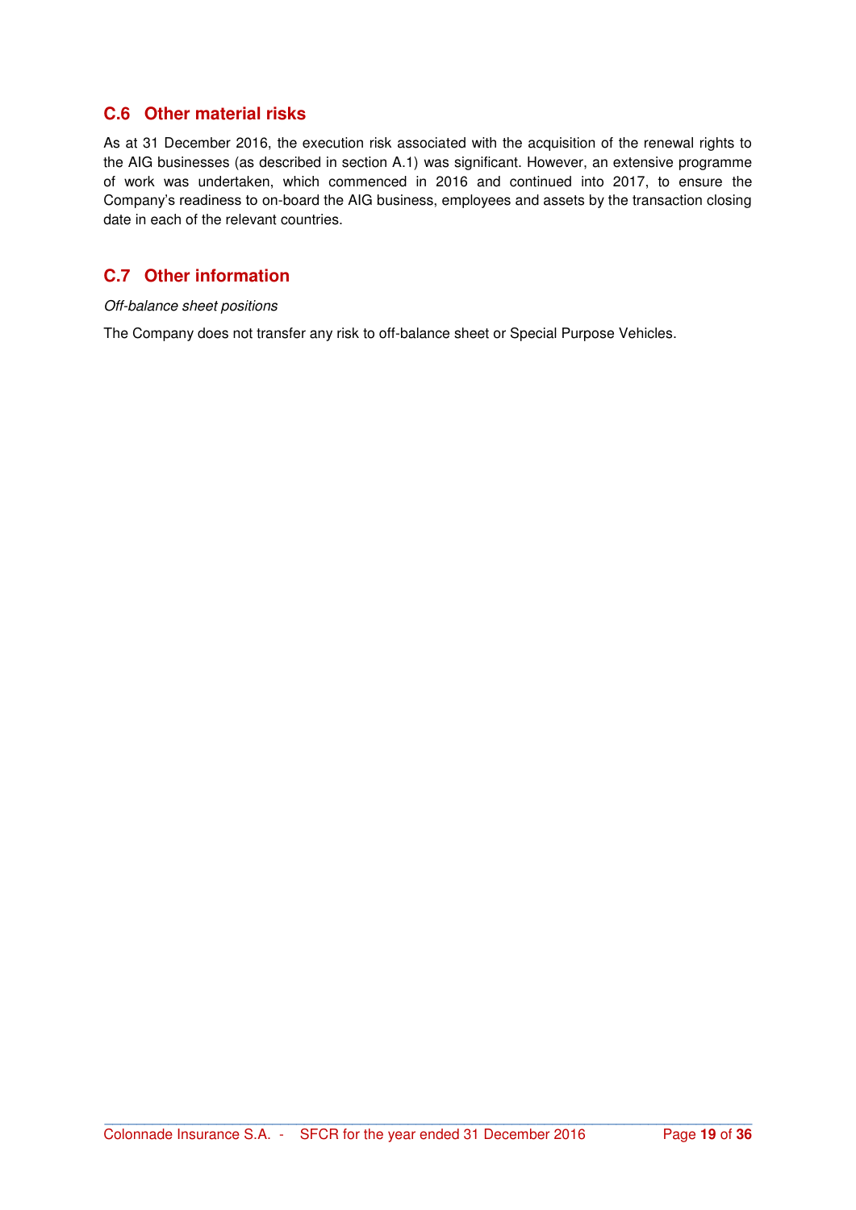## C.6 Other material risks

As at 31 December 2016, the execution risk associated with the acquisition of the renewal rights to the AIG businesses (as described in section A.1) was significant. However, an extensive programme of work was undertaken, which commenced in 2016 and continued into 2017, to ensure the Company's readiness to on-board the AIG business, employees and assets by the transaction closing date in each of the relevant countries.

## C.7 Other information

*Off-balance sheet positions*

The Company does not transfer any risk to off-balance sheet or Special Purpose Vehicles.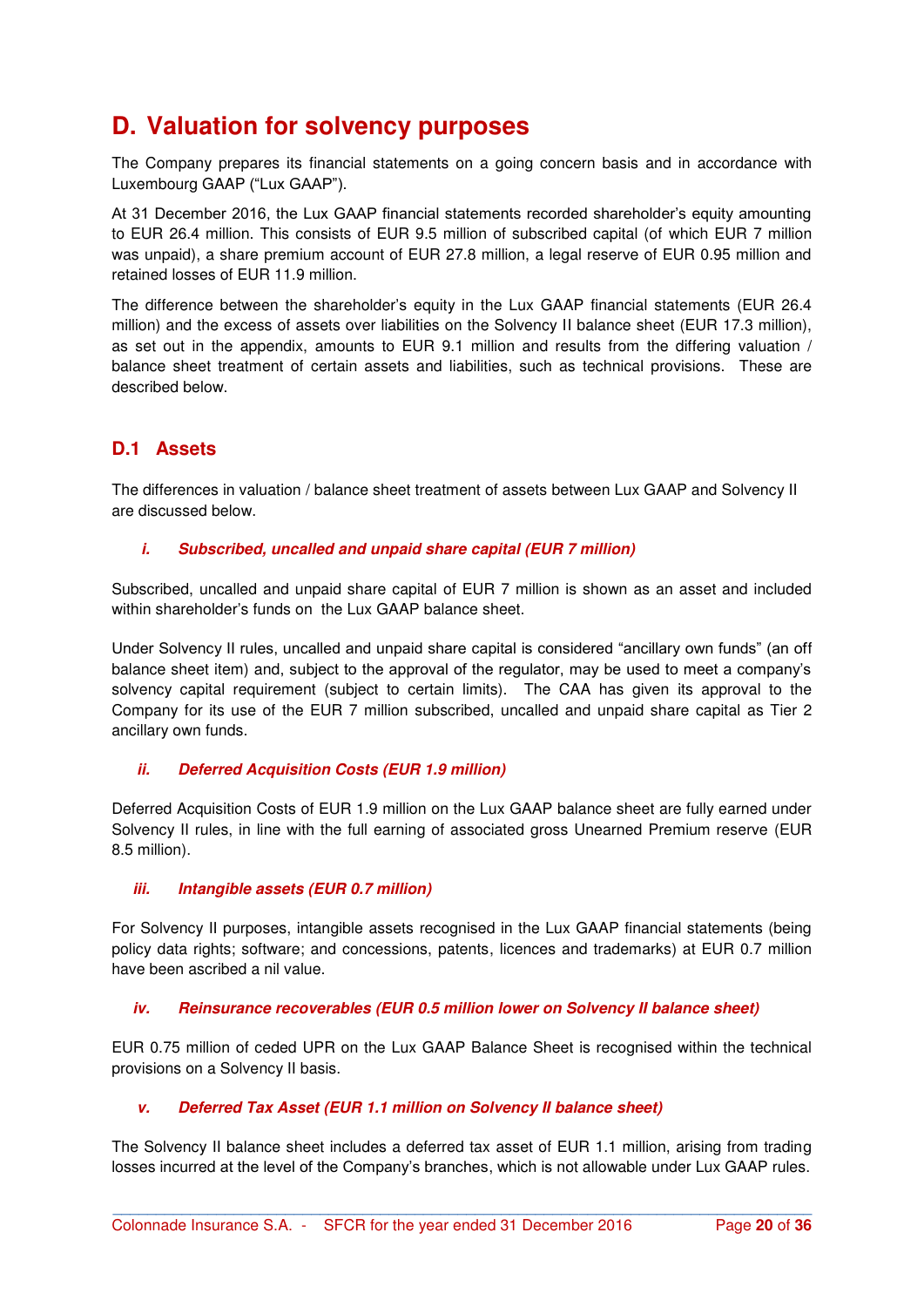# D. Valuation for solvency purposes

The Company prepares its financial statements on a going concern basis and in accordance with Luxembourg GAAP ("Lux GAAP").

At 31 December 2016, the Lux GAAP financial statements recorded shareholder's equity amounting to EUR 26.4 million. This consists of EUR 9.5 million of subscribed capital (of which EUR 7 million was unpaid), a share premium account of EUR 27.8 million, a legal reserve of EUR 0.95 million and retained losses of EUR 11.9 million.

The difference between the shareholder's equity in the Lux GAAP financial statements (EUR 26.4 million) and the excess of assets over liabilities on the Solvency II balance sheet (EUR 17.3 million), as set out in the appendix, amounts to EUR 9.1 million and results from the differing valuation / balance sheet treatment of certain assets and liabilities, such as technical provisions. These are described below.

## D.1 Assets

The differences in valuation / balance sheet treatment of assets between Lux GAAP and Solvency II are discussed below.

### *i. Subscribed, uncalled and unpaid share capital (EUR 7 million)*

Subscribed, uncalled and unpaid share capital of EUR 7 million is shown as an asset and included within shareholder's funds on the Lux GAAP balance sheet.

Under Solvency II rules, uncalled and unpaid share capital is considered "ancillary own funds" (an off balance sheet item) and, subject to the approval of the regulator, may be used to meet a company's solvency capital requirement (subject to certain limits). The CAA has given its approval to the Company for its use of the EUR 7 million subscribed, uncalled and unpaid share capital as Tier 2 ancillary own funds.

### *ii. Deferred Acquisition Costs (EUR 1.9 million)*

Deferred Acquisition Costs of EUR 1.9 million on the Lux GAAP balance sheet are fully earned under Solvency II rules, in line with the full earning of associated gross Unearned Premium reserve (EUR 8.5 million).

### *iii. Intangible assets (EUR 0.7 million)*

For Solvency II purposes, intangible assets recognised in the Lux GAAP financial statements (being policy data rights; software; and concessions, patents, licences and trademarks) at EUR 0.7 million have been ascribed a nil value.

### *iv. Reinsurance recoverables (EUR 0.5 million lower on Solvency II balance sheet)*

EUR 0.75 million of ceded UPR on the Lux GAAP Balance Sheet is recognised within the technical provisions on a Solvency II basis.

### *v. Deferred Tax Asset (EUR 1.1 million on Solvency II balance sheet)*

The Solvency II balance sheet includes a deferred tax asset of EUR 1.1 million, arising from trading losses incurred at the level of the Company's branches, which is not allowable under Lux GAAP rules.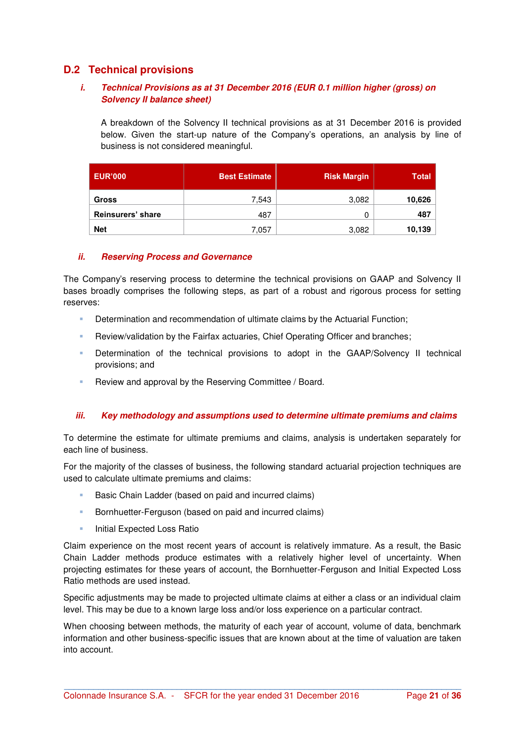## D.2 Technical provisions

### i. *Technical Provisions as at 31 December 2016 (EUR 0.1 million higher (gross) on Solvency II balance sheet)*

A breakdown of the Solvency II technical provisions as at 31 December 2016 is provided below. Given the start-up nature of the Company's operations, an analysis by line of business is not considered meaningful.

| EUR'000 | Best Estimate | Risk Margin | Total |
|---|---:|---:|---:|
| **Gross** | 7,543 | 3,082 | **10,626** |
| **Reinsurers' share** | 487 | 0 | **487** |
| **Net** | 7,057 | 3,082 | **10,139** |

### ii. *Reserving Process and Governance*

The Company's reserving process to determine the technical provisions on GAAP and Solvency II bases broadly comprises the following steps, as part of a robust and rigorous process for setting reserves:

- Determination and recommendation of ultimate claims by the Actuarial Function;
- Review/validation by the Fairfax actuaries, Chief Operating Officer and branches;
- Determination of the technical provisions to adopt in the GAAP/Solvency II technical provisions; and
- Review and approval by the Reserving Committee / Board.

### iii. *Key methodology and assumptions used to determine ultimate premiums and claims*

To determine the estimate for ultimate premiums and claims, analysis is undertaken separately for each line of business.

For the majority of the classes of business, the following standard actuarial projection techniques are used to calculate ultimate premiums and claims:

- Basic Chain Ladder (based on paid and incurred claims)
- Bornhuetter-Ferguson (based on paid and incurred claims)
- Initial Expected Loss Ratio

Claim experience on the most recent years of account is relatively immature. As a result, the Basic Chain Ladder methods produce estimates with a relatively higher level of uncertainty. When projecting estimates for these years of account, the Bornhuetter-Ferguson and Initial Expected Loss Ratio methods are used instead.

Specific adjustments may be made to projected ultimate claims at either a class or an individual claim level. This may be due to a known large loss and/or loss experience on a particular contract.

When choosing between methods, the maturity of each year of account, volume of data, benchmark information and other business-specific issues that are known about at the time of valuation are taken into account.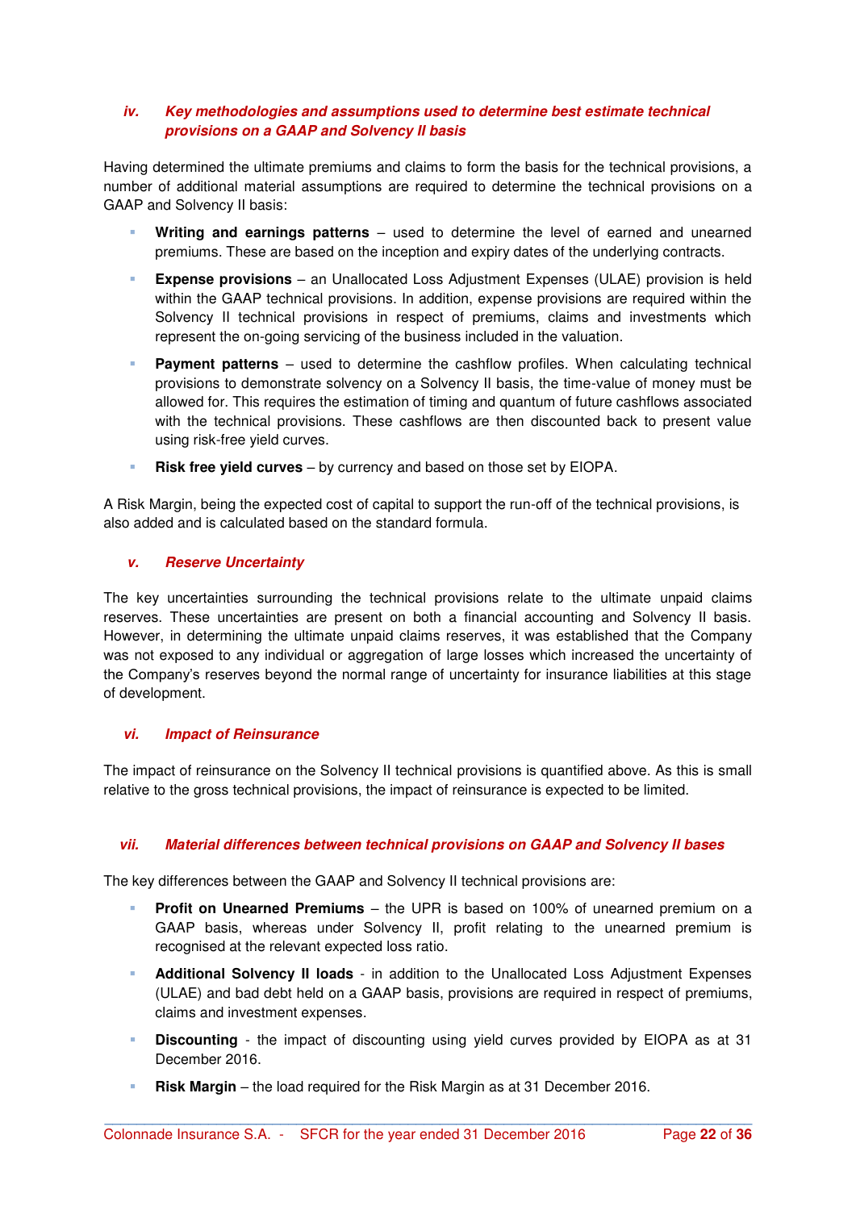#### *iv. Key methodologies and assumptions used to determine best estimate technical provisions on a GAAP and Solvency II basis*

Having determined the ultimate premiums and claims to form the basis for the technical provisions, a number of additional material assumptions are required to determine the technical provisions on a GAAP and Solvency II basis:

- **Writing and earnings patterns** – used to determine the level of earned and unearned premiums. These are based on the inception and expiry dates of the underlying contracts.
- **Expense provisions** – an Unallocated Loss Adjustment Expenses (ULAE) provision is held within the GAAP technical provisions. In addition, expense provisions are required within the Solvency II technical provisions in respect of premiums, claims and investments which represent the on-going servicing of the business included in the valuation.
- **Payment patterns** – used to determine the cashflow profiles. When calculating technical provisions to demonstrate solvency on a Solvency II basis, the time-value of money must be allowed for. This requires the estimation of timing and quantum of future cashflows associated with the technical provisions. These cashflows are then discounted back to present value using risk-free yield curves.
- **Risk free yield curves** – by currency and based on those set by EIOPA.

A Risk Margin, being the expected cost of capital to support the run-off of the technical provisions, is also added and is calculated based on the standard formula.

#### *v. Reserve Uncertainty*

The key uncertainties surrounding the technical provisions relate to the ultimate unpaid claims reserves. These uncertainties are present on both a financial accounting and Solvency II basis. However, in determining the ultimate unpaid claims reserves, it was established that the Company was not exposed to any individual or aggregation of large losses which increased the uncertainty of the Company's reserves beyond the normal range of uncertainty for insurance liabilities at this stage of development.

#### *vi. Impact of Reinsurance*

The impact of reinsurance on the Solvency II technical provisions is quantified above. As this is small relative to the gross technical provisions, the impact of reinsurance is expected to be limited.

#### *vii. Material differences between technical provisions on GAAP and Solvency II bases*

The key differences between the GAAP and Solvency II technical provisions are:

- **Profit on Unearned Premiums** – the UPR is based on 100% of unearned premium on a GAAP basis, whereas under Solvency II, profit relating to the unearned premium is recognised at the relevant expected loss ratio.
- **Additional Solvency II loads** - in addition to the Unallocated Loss Adjustment Expenses (ULAE) and bad debt held on a GAAP basis, provisions are required in respect of premiums, claims and investment expenses.
- **Discounting** - the impact of discounting using yield curves provided by EIOPA as at 31 December 2016.
- **Risk Margin** – the load required for the Risk Margin as at 31 December 2016.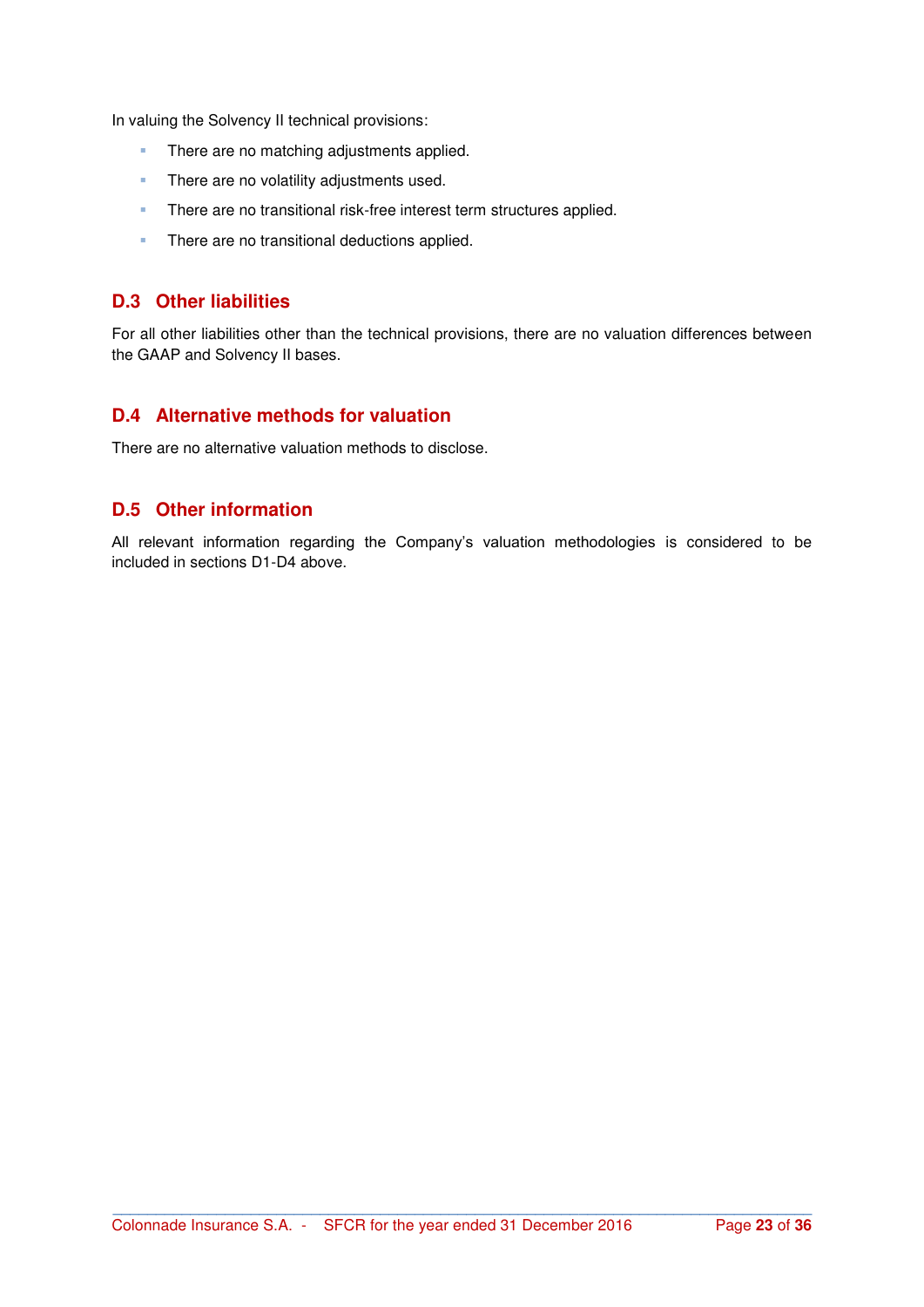In valuing the Solvency II technical provisions:

- There are no matching adjustments applied.
- There are no volatility adjustments used.
- There are no transitional risk-free interest term structures applied.
- There are no transitional deductions applied.

## D.3 Other liabilities

For all other liabilities other than the technical provisions, there are no valuation differences between the GAAP and Solvency II bases.

## D.4 Alternative methods for valuation

There are no alternative valuation methods to disclose.

## D.5 Other information

All relevant information regarding the Company's valuation methodologies is considered to be included in sections D1-D4 above.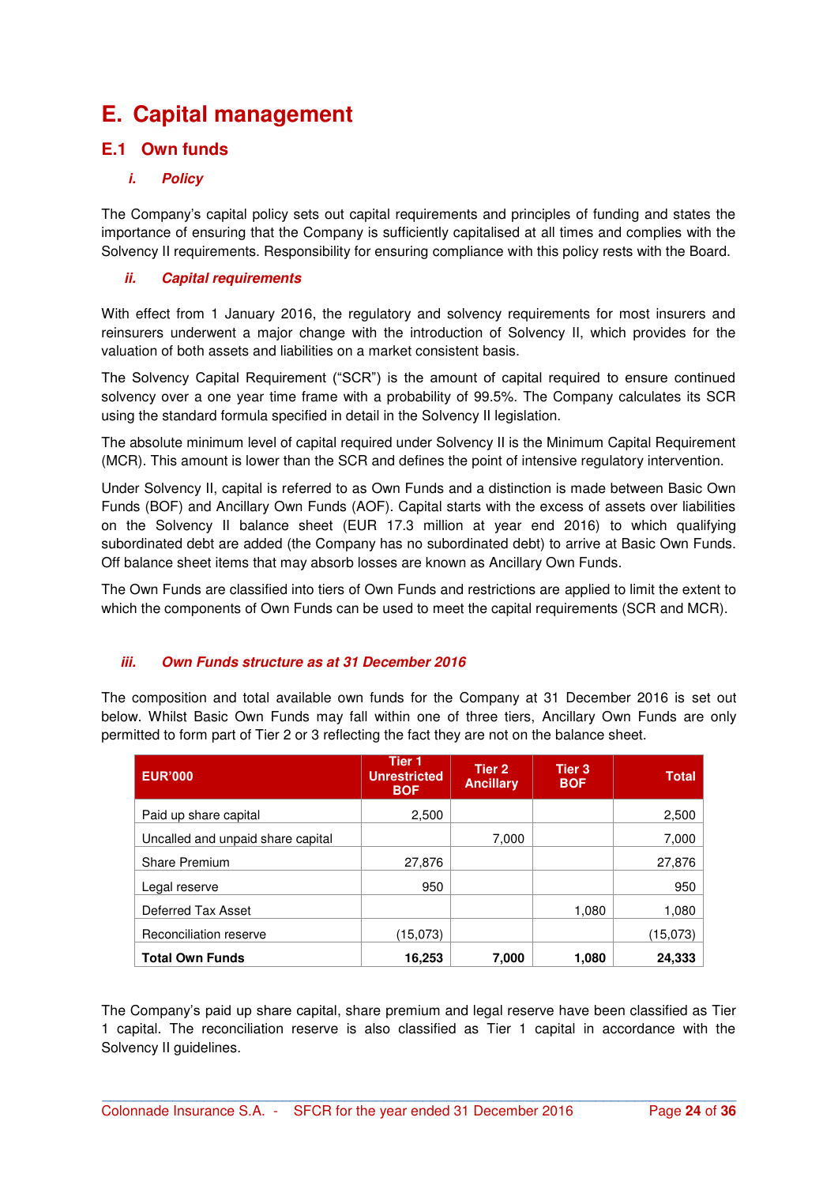# E. Capital management

## E.1 Own funds

### *i. Policy*

The Company's capital policy sets out capital requirements and principles of funding and states the importance of ensuring that the Company is sufficiently capitalised at all times and complies with the Solvency II requirements. Responsibility for ensuring compliance with this policy rests with the Board.

### *ii. Capital requirements*

With effect from 1 January 2016, the regulatory and solvency requirements for most insurers and reinsurers underwent a major change with the introduction of Solvency II, which provides for the valuation of both assets and liabilities on a market consistent basis.

The Solvency Capital Requirement ("SCR") is the amount of capital required to ensure continued solvency over a one year time frame with a probability of 99.5%. The Company calculates its SCR using the standard formula specified in detail in the Solvency II legislation.

The absolute minimum level of capital required under Solvency II is the Minimum Capital Requirement (MCR). This amount is lower than the SCR and defines the point of intensive regulatory intervention.

Under Solvency II, capital is referred to as Own Funds and a distinction is made between Basic Own Funds (BOF) and Ancillary Own Funds (AOF). Capital starts with the excess of assets over liabilities on the Solvency II balance sheet (EUR 17.3 million at year end 2016) to which qualifying subordinated debt are added (the Company has no subordinated debt) to arrive at Basic Own Funds. Off balance sheet items that may absorb losses are known as Ancillary Own Funds.

The Own Funds are classified into tiers of Own Funds and restrictions are applied to limit the extent to which the components of Own Funds can be used to meet the capital requirements (SCR and MCR).

### *iii. Own Funds structure as at 31 December 2016*

The composition and total available own funds for the Company at 31 December 2016 is set out below. Whilst Basic Own Funds may fall within one of three tiers, Ancillary Own Funds are only permitted to form part of Tier 2 or 3 reflecting the fact they are not on the balance sheet.

| EUR'000 | Tier 1 Unrestricted BOF | Tier 2 Ancillary | Tier 3 BOF | Total |
|---|---|---|---|---|
| Paid up share capital | 2,500 | | | 2,500 |
| Uncalled and unpaid share capital | | 7,000 | | 7,000 |
| Share Premium | 27,876 | | | 27,876 |
| Legal reserve | 950 | | | 950 |
| Deferred Tax Asset | | | 1,080 | 1,080 |
| Reconciliation reserve | (15,073) | | | (15,073) |
| **Total Own Funds** | **16,253** | **7,000** | **1,080** | **24,333** |

The Company's paid up share capital, share premium and legal reserve have been classified as Tier 1 capital. The reconciliation reserve is also classified as Tier 1 capital in accordance with the Solvency II guidelines.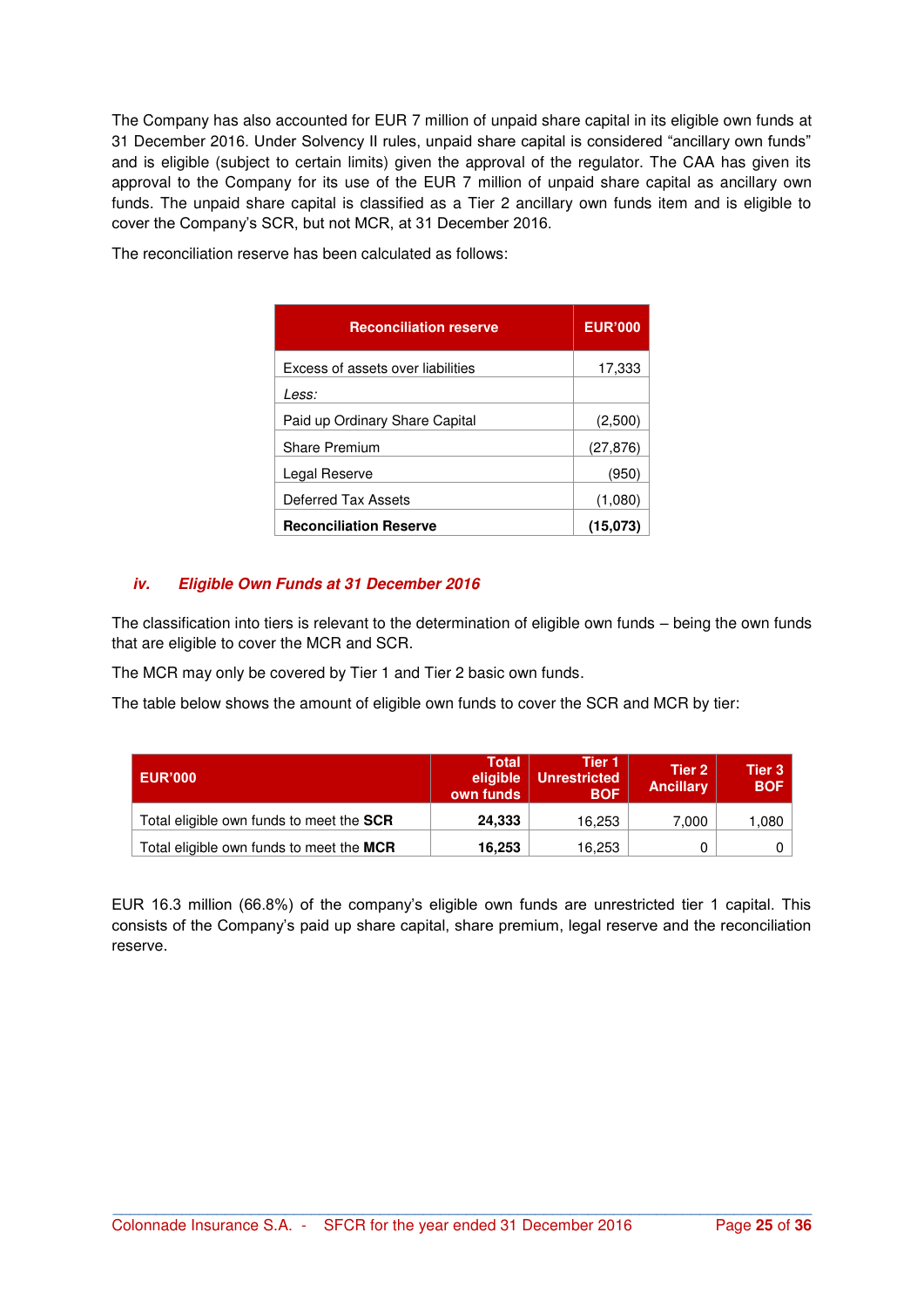The Company has also accounted for EUR 7 million of unpaid share capital in its eligible own funds at 31 December 2016. Under Solvency II rules, unpaid share capital is considered "ancillary own funds" and is eligible (subject to certain limits) given the approval of the regulator. The CAA has given its approval to the Company for its use of the EUR 7 million of unpaid share capital as ancillary own funds. The unpaid share capital is classified as a Tier 2 ancillary own funds item and is eligible to cover the Company's SCR, but not MCR, at 31 December 2016.

The reconciliation reserve has been calculated as follows:

| Reconciliation reserve | EUR'000 |
|---|---|
| Excess of assets over liabilities | 17,333 |
| *Less:* | |
| Paid up Ordinary Share Capital | (2,500) |
| Share Premium | (27,876) |
| Legal Reserve | (950) |
| Deferred Tax Assets | (1,080) |
| **Reconciliation Reserve** | **(15,073)** |

### *iv. Eligible Own Funds at 31 December 2016*

The classification into tiers is relevant to the determination of eligible own funds – being the own funds that are eligible to cover the MCR and SCR.

The MCR may only be covered by Tier 1 and Tier 2 basic own funds.

The table below shows the amount of eligible own funds to cover the SCR and MCR by tier:

| EUR'000 | Total eligible own funds | Tier 1 Unrestricted BOF | Tier 2 Ancillary | Tier 3 BOF |
|---|---|---|---|---|
| Total eligible own funds to meet the **SCR** | **24,333** | 16,253 | 7,000 | 1,080 |
| Total eligible own funds to meet the **MCR** | **16,253** | 16,253 | 0 | 0 |

EUR 16.3 million (66.8%) of the company's eligible own funds are unrestricted tier 1 capital. This consists of the Company's paid up share capital, share premium, legal reserve and the reconciliation reserve.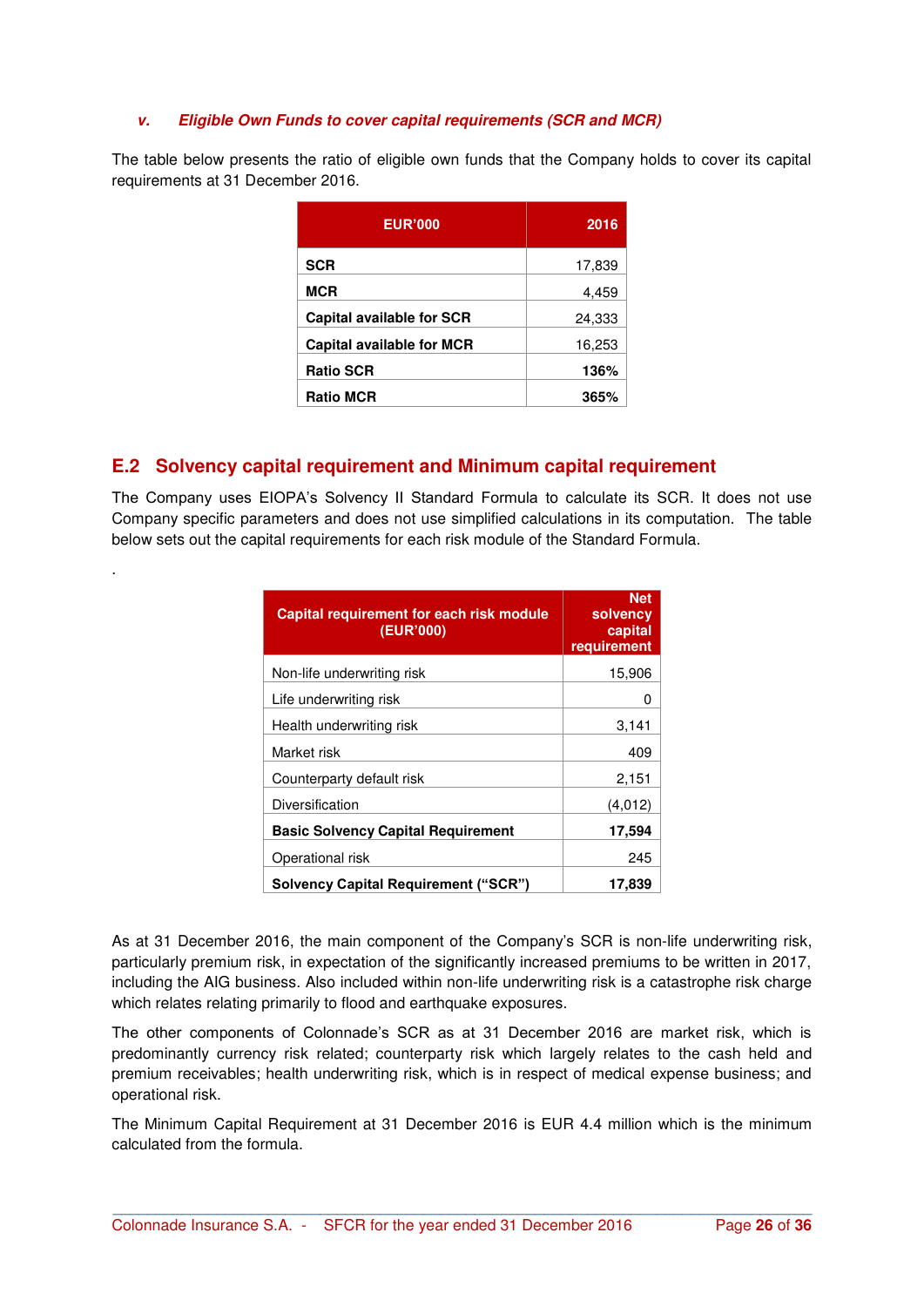### *v. Eligible Own Funds to cover capital requirements (SCR and MCR)*

The table below presents the ratio of eligible own funds that the Company holds to cover its capital requirements at 31 December 2016.

| EUR'000 | 2016 |
|---|---|
| **SCR** | 17,839 |
| **MCR** | 4,459 |
| **Capital available for SCR** | 24,333 |
| **Capital available for MCR** | 16,253 |
| **Ratio SCR** | **136%** |
| **Ratio MCR** | **365%** |

## E.2 Solvency capital requirement and Minimum capital requirement

The Company uses EIOPA's Solvency II Standard Formula to calculate its SCR. It does not use Company specific parameters and does not use simplified calculations in its computation. The table below sets out the capital requirements for each risk module of the Standard Formula.

.

| Capital requirement for each risk module (EUR'000) | Net solvency capital requirement |
|---|---|
| Non-life underwriting risk | 15,906 |
| Life underwriting risk | 0 |
| Health underwriting risk | 3,141 |
| Market risk | 409 |
| Counterparty default risk | 2,151 |
| Diversification | (4,012) |
| **Basic Solvency Capital Requirement** | **17,594** |
| Operational risk | 245 |
| **Solvency Capital Requirement ("SCR")** | **17,839** |

As at 31 December 2016, the main component of the Company's SCR is non-life underwriting risk, particularly premium risk, in expectation of the significantly increased premiums to be written in 2017, including the AIG business. Also included within non-life underwriting risk is a catastrophe risk charge which relates relating primarily to flood and earthquake exposures.

The other components of Colonnade's SCR as at 31 December 2016 are market risk, which is predominantly currency risk related; counterparty risk which largely relates to the cash held and premium receivables; health underwriting risk, which is in respect of medical expense business; and operational risk.

The Minimum Capital Requirement at 31 December 2016 is EUR 4.4 million which is the minimum calculated from the formula.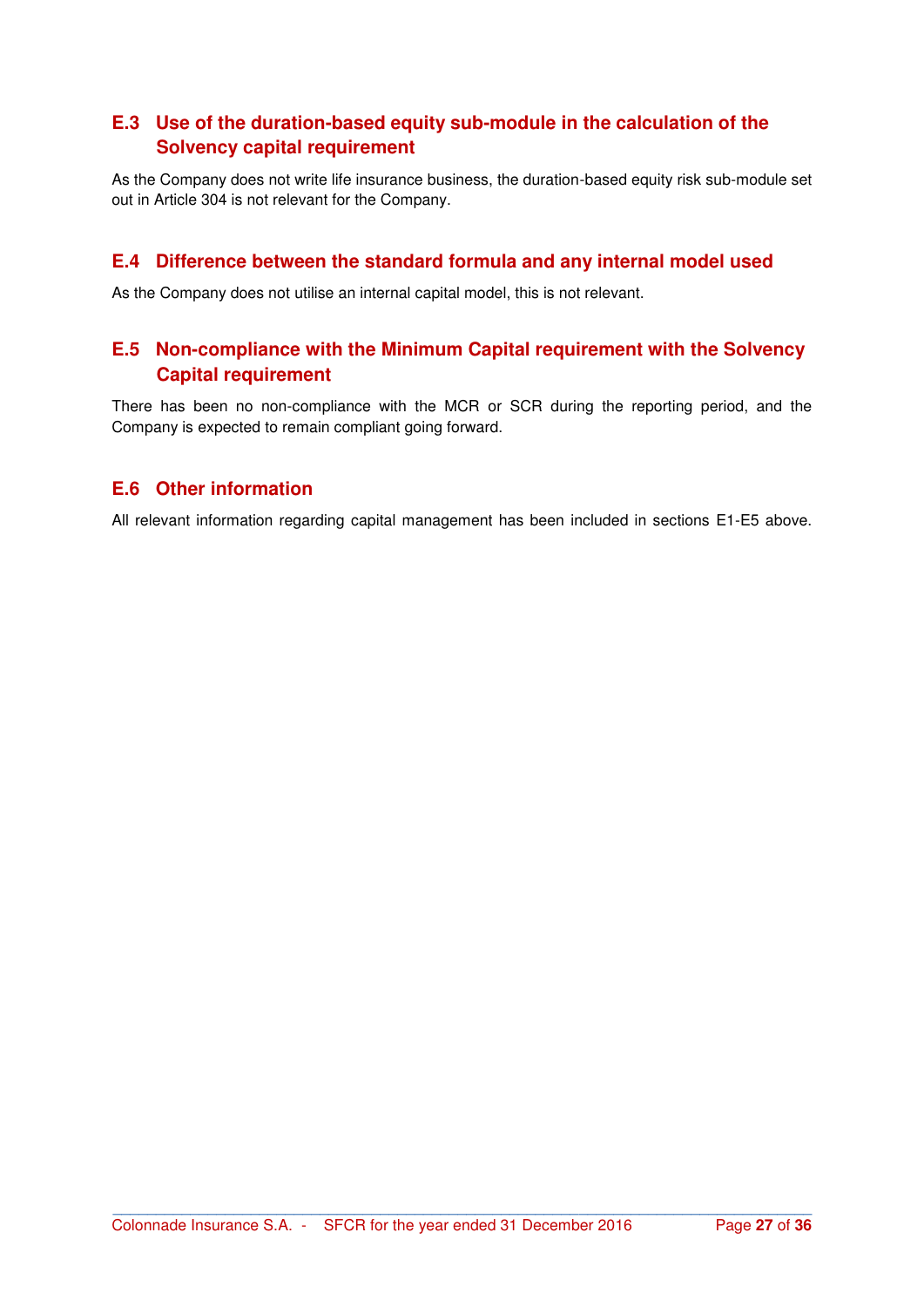## E.3 Use of the duration-based equity sub-module in the calculation of the Solvency capital requirement

As the Company does not write life insurance business, the duration-based equity risk sub-module set out in Article 304 is not relevant for the Company.

## E.4 Difference between the standard formula and any internal model used

As the Company does not utilise an internal capital model, this is not relevant.

## E.5 Non-compliance with the Minimum Capital requirement with the Solvency Capital requirement

There has been no non-compliance with the MCR or SCR during the reporting period, and the Company is expected to remain compliant going forward.

## E.6 Other information

All relevant information regarding capital management has been included in sections E1-E5 above.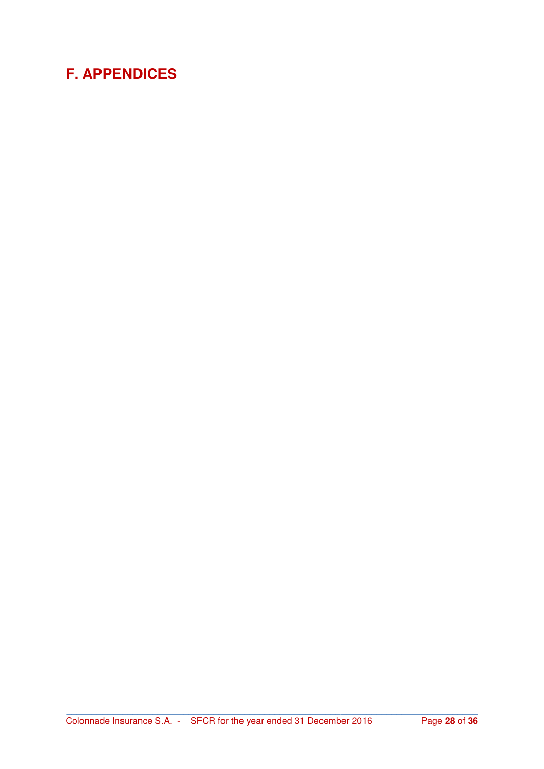# F. APPENDICES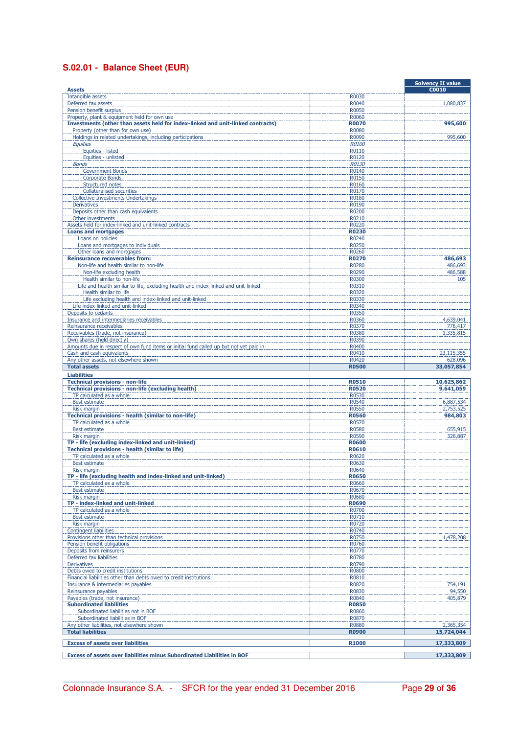## S.02.01 - Balance Sheet (EUR)

| Assets | | Solvency II value C0010 |
|---|---|---|
| Intangible assets | R0030 | |
| Deferred tax assets | R0040 | 1,080,837 |
| Pension benefit surplus | R0050 | |
| Property, plant & equipment held for own use | R0060 | |
| **Investments (other than assets held for index-linked and unit-linked contracts)** | **R0070** | **995,600** |
| Property (other than for own use) | R0080 | |
| Holdings in related undertakings, including participations | R0090 | 995,600 |
| *Equities* | *R0100* | |
| Equities - listed | R0110 | |
| Equities - unlisted | R0120 | |
| *Bonds* | *R0130* | |
| Government Bonds | R0140 | |
| Corporate Bonds | R0150 | |
| Structured notes | R0160 | |
| Collateralised securities | R0170 | |
| Collective Investments Undertakings | R0180 | |
| Derivatives | R0190 | |
| Deposits other than cash equivalents | R0200 | |
| Other investments | R0210 | |
| Assets held for index-linked and unit-linked contracts | R0220 | |
| **Loans and mortgages** | **R0230** | |
| Loans on policies | R0240 | |
| Loans and mortgages to individuals | R0250 | |
| Other loans and mortgages | R0260 | |
| **Reinsurance recoverables from:** | **R0270** | **486,693** |
| Non-life and health similar to non-life | R0280 | 486,693 |
| Non-life excluding health | R0290 | 486,588 |
| Health similar to non-life | R0300 | 105 |
| Life and health similar to life, excluding health and index-linked and unit-linked | R0310 | |
| Health similar to life | R0320 | |
| Life excluding health and index-linked and unit-linked | R0330 | |
| Life index-linked and unit-linked | R0340 | |
| Deposits to cedants | R0350 | |
| Insurance and intermediaries receivables | R0360 | 4,639,041 |
| Reinsurance receivables | R0370 | 776,417 |
| Receivables (trade, not insurance) | R0380 | 1,335,815 |
| Own shares (held directly) | R0390 | |
| Amounts due in respect of own fund items or initial fund called up but not yet paid in | R0400 | |
| Cash and cash equivalents | R0410 | 23,115,355 |
| Any other assets, not elsewhere shown | R0420 | 628,096 |
| **Total assets** | **R0500** | **33,057,854** |
| **Liabilities** | | |
| **Technical provisions - non-life** | **R0510** | **10,625,862** |
| **Technical provisions - non-life (excluding health)** | **R0520** | **9,641,059** |
| TP calculated as a whole | R0530 | |
| Best estimate | R0540 | 6,887,534 |
| Risk margin | R0550 | 2,753,525 |
| **Technical provisions - health (similar to non-life)** | **R0560** | **984,803** |
| TP calculated as a whole | R0570 | |
| Best estimate | R0580 | 655,915 |
| Risk margin | R0590 | 328,887 |
| **TP - life (excluding index-linked and unit-linked)** | **R0600** | |
| **Technical provisions - health (similar to life)** | **R0610** | |
| TP calculated as a whole | R0620 | |
| Best estimate | R0630 | |
| Risk margin | R0640 | |
| **TP - life (excluding health and index-linked and unit-linked)** | **R0650** | |
| TP calculated as a whole | R0660 | |
| Best estimate | R0670 | |
| Risk margin | R0680 | |
| **TP - index-linked and unit-linked** | **R0690** | |
| TP calculated as a whole | R0700 | |
| Best estimate | R0710 | |
| Risk margin | R0720 | |
| Contingent liabilities | R0740 | |
| Provisions other than technical provisions | R0750 | 1,478,208 |
| Pension benefit obligations | R0760 | |
| Deposits from reinsurers | R0770 | |
| Deferred tax liabilities | R0780 | |
| Derivatives | R0790 | |
| Debts owed to credit institutions | R0800 | |
| Financial liabilities other than debts owed to credit institutions | R0810 | |
| Insurance & intermediaries payables | R0820 | 754,191 |
| Reinsurance payables | R0830 | 94,550 |
| Payables (trade, not insurance) | R0840 | 405,879 |
| **Subordinated liabilities** | **R0850** | |
| Subordinated liabilities not in BOF | R0860 | |
| Subordinated liabilities in BOF | R0870 | |
| Any other liabilities, not elsewhere shown | R0880 | 2,365,354 |
| **Total liabilities** | **R0900** | **15,724,044** |
| **Excess of assets over liabilities** | **R1000** | **17,333,809** |
| **Excess of assets over liabilities minus Subordinated Liabilities in BOF** | | **17,333,809** |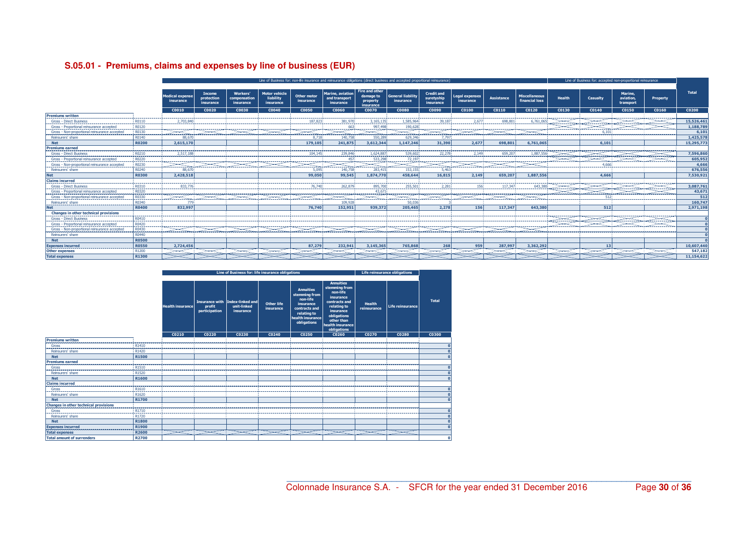| | | Line of Business for: non-life insurance and reinsurance obligations (direct business and accepted proportional reinsurance) | | | | | | | | | | | | Line of Business for: accepted non-proportional reinsurance | | | | |
|---|---|---|---|---|---|---|---|---|---|---|---|---|---|---|---|---|---|---|
| | | Medical expense insurance | Income protection insurance | Workers' compensation insurance | Motor vehicle liability insurance | Other motor insurance | Marine, aviation and transport insurance | Fire and other damage to property insurance | General liability insurance | Credit and suretyship insurance | Legal expenses insurance | Assistance | Miscellaneous financial loss | Health | Casualty | Marine, aviation, transport | Property | Total |
| | | C0010 | C0020 | C0030 | C0040 | C0050 | C0060 | C0070 | C0080 | C0090 | C0100 | C0110 | C0120 | C0130 | C0140 | C0150 | C0160 | C0200 |
| **Premiums written** | | | | | | | | | | | | | | | | | | |
| Gross - Direct Business | R0110 | 2,703,840 | | | | 187,823 | 381,970 | 3,165,135 | 1,585,964 | 39,187 | 2,677 | 698,801 | 6,761,065 | | | | | 15,526,461 |
| Gross - Proportional reinsurance accepted | R0120 | | | | | | 663 | 997,498 | 190,628 | | | | | | | | | 1,188,789 |
| Gross - Non-proportional reinsurance accepted | R0130 | | | | | | | | | | | | | | 6,101 | | | 6,101 |
| Reinsurers' share | R0140 | 88,670 | | | | 8,718 | 140,758 | 550,289 | 629,346 | 7,797 | | | | | | | | 1,425,578 |
| **Net** | **R0200** | **2,615,170** | | | | **179,105** | **241,875** | **3,612,344** | **1,147,246** | **31,390** | **2,677** | **698,801** | **6,761,065** | | **6,101** | | | **15,295,773** |
| **Premiums earned** | | | | | | | | | | | | | | | | | | |
| Gross - Direct Business | R0210 | 2,517,188 | | | | 104,145 | 239,846 | 1,624,887 | 539,602 | 22,278 | 2,149 | 659,207 | 1,887,556 | | | | | 7,596,860 |
| Gross - Proportional reinsurance accepted | R0220 | | | | | | 457 | 533,298 | 72,197 | | | | | | | | | 605,952 |
| Gross - Non-proportional reinsurance accepted | R0230 | | | | | | | | | | | | | | 4,666 | | | 4,666 |
| Reinsurers' share | R0240 | 88,670 | | | | 5,095 | 140,758 | 283,415 | 153,155 | 5,463 | | | | | | | | 676,556 |
| **Net** | **R0300** | **2,428,518** | | | | **99,050** | **99,545** | **1,874,770** | **458,644** | **16,815** | **2,149** | **659,207** | **1,887,556** | | **4,666** | | | **7,530,921** |
| **Claims incurred** | | | | | | | | | | | | | | | | | | |
| Gross - Direct Business | R0310 | 833,776 | | | | 76,740 | 262,879 | 895,700 | 255,501 | 2,281 | 156 | 117,347 | 643,380 | | | | | 3,087,761 |
| Gross - Proportional reinsurance accepted | R0320 | | | | | | | 43,671 | | | | | | | | | | 43,671 |
| Gross - Non-proportional reinsurance accepted | R0330 | | | | | | | | | | | | | | 512 | | | 512 |
| Reinsurers' share | R0340 | 779 | | | | | 109,928 | | 50,036 | 3 | | | | | | | | 160,747 |
| **Net** | **R0400** | **832,997** | | | | **76,740** | **152,951** | **939,372** | **205,465** | **2,278** | **156** | **117,347** | **643,380** | | **512** | | | **2,971,198** |
| **Changes in other technical provisions** | | | | | | | | | | | | | | | | | | |
| Gross - Direct Business | R0410 | | | | | | | | | | | | | | | | | 0 |
| Gross - Proportional reinsurance accepted | R0420 | | | | | | | | | | | | | | | | | 0 |
| Gross - Non-proportional reinsurance accepted | R0430 | | | | | | | | | | | | | | | | | 0 |
| Reinsurers' share | R0440 | | | | | | | | | | | | | | | | | 0 |
| **Net** | **R0500** | | | | | | | | | | | | | | | | | 0 |
| **Expenses incurred** | **R0550** | **2,724,456** | | | | **87,279** | **232,941** | **3,145,365** | **765,868** | **268** | **959** | **287,997** | **3,362,292** | | **13** | | | **10,607,440** |
| **Other expenses** | **R1200** | | | | | | | | | | | | | | | | | **547,182** |
| **Total expenses** | **R1300** | | | | | | | | | | | | | | | | | **11,154,622** |

| | | Line of Business for: life insurance obligations | | | | | | Life reinsurance obligations | | |
|---|---|---|---|---|---|---|---|---|---|---|
| | | Health insurance | Insurance with profit participation | Index-linked and unit-linked insurance | Other life insurance | Annuities stemming from non-life insurance contracts and relating to health insurance obligations | Annuities stemming from non-life insurance contracts and relating to insurance obligations other than health insurance obligations | Health reinsurance | Life reinsurance | Total |
| | | C0210 | C0220 | C0230 | C0240 | C0250 | C0260 | C0270 | C0280 | C0300 |
| **Premiums written** | | | | | | | | | | |
| Gross | R1410 | | | | | | | | | 0 |
| Reinsurers' share | R1420 | | | | | | | | | 0 |
| **Net** | **R1500** | | | | | | | | | 0 |
| **Premiums earned** | | | | | | | | | | |
| Gross | R1510 | | | | | | | | | 0 |
| Reinsurers' share | R1520 | | | | | | | | | 0 |
| **Net** | **R1600** | | | | | | | | | 0 |
| **Claims incurred** | | | | | | | | | | |
| Gross | R1610 | | | | | | | | | 0 |
| Reinsurers' share | R1620 | | | | | | | | | 0 |
| **Net** | **R1700** | | | | | | | | | 0 |
| **Changes in other technical provisions** | | | | | | | | | | |
| Gross | R1710 | | | | | | | | | 0 |
| Reinsurers' share | R1720 | | | | | | | | | 0 |
| **Net** | **R1800** | | | | | | | | | 0 |
| **Expenses incurred** | **R1900** | | | | | | | | | 0 |
| **Total expenses** | **R2600** | | | | | | | | | |
| **Total amount of surrenders** | **R2700** | | | | | | | | | 0 |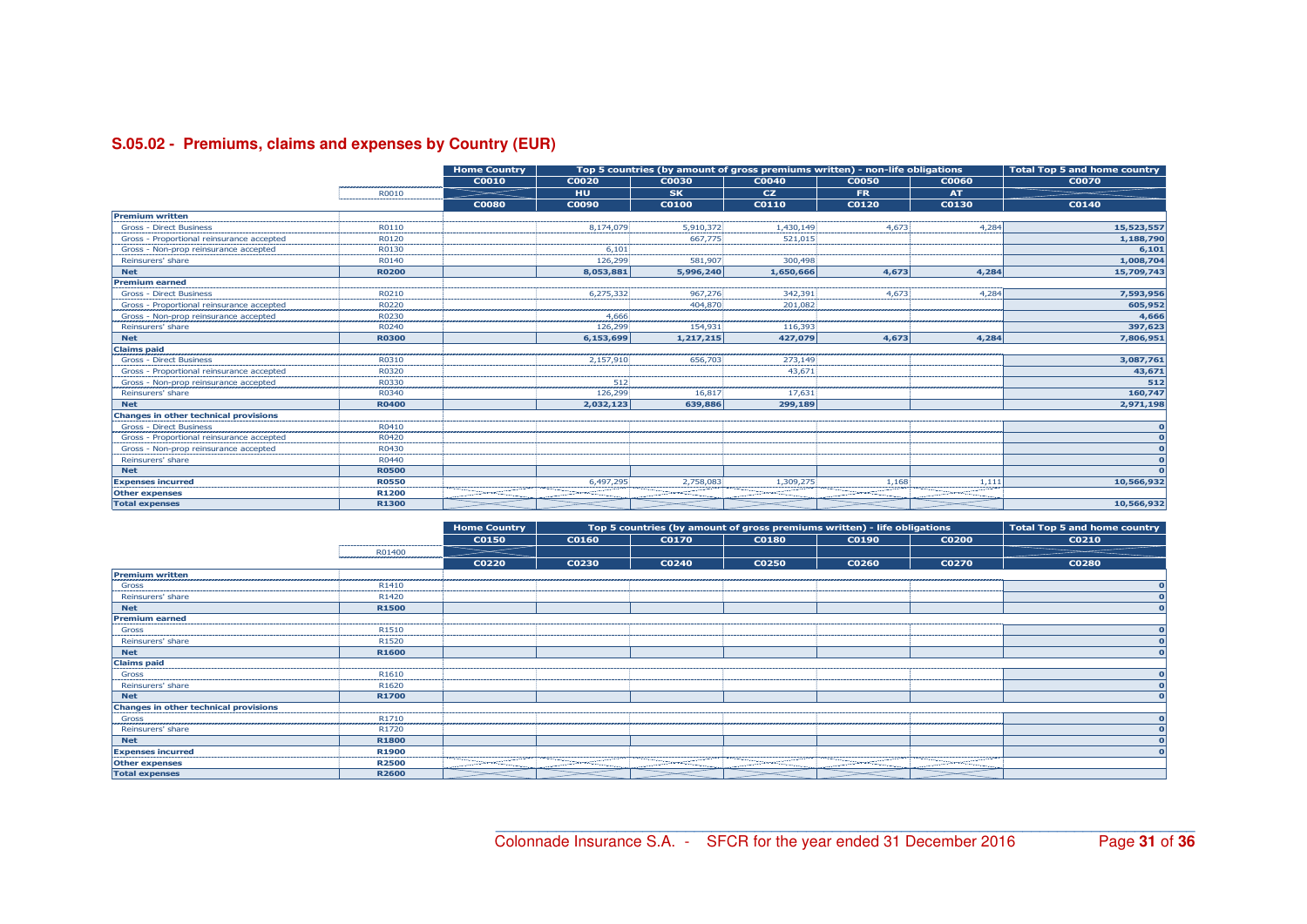## S.05.02 - Premiums, claims and expenses by Country (EUR)

| | | Home Country | Top 5 countries (by amount of gross premiums written) - non-life obligations | | | | | Total Top 5 and home country |
|---|---|---|---|---|---|---|---|---|
| | | C0010 | C0020 | C0030 | C0040 | C0050 | C0060 | C0070 |
| | R0010 | | HU | SK | CZ | FR | AT | |
| | | C0080 | C0090 | C0100 | C0110 | C0120 | C0130 | C0140 |
| **Premium written** | | | | | | | | |
| Gross - Direct Business | R0110 | | 8,174,079 | 5,910,372 | 1,430,149 | 4,673 | 4,284 | 15,523,557 |
| Gross - Proportional reinsurance accepted | R0120 | | | 667,775 | 521,015 | | | 1,188,790 |
| Gross - Non-prop reinsurance accepted | R0130 | | 6,101 | | | | | 6,101 |
| Reinsurers' share | R0140 | | 126,299 | 581,907 | 300,498 | | | 1,008,704 |
| **Net** | **R0200** | | **8,053,881** | **5,996,240** | **1,650,666** | **4,673** | **4,284** | **15,709,743** |
| **Premium earned** | | | | | | | | |
| Gross - Direct Business | R0210 | | 6,275,332 | 967,276 | 342,391 | 4,673 | 4,284 | 7,593,956 |
| Gross - Proportional reinsurance accepted | R0220 | | | 404,870 | 201,082 | | | 605,952 |
| Gross - Non-prop reinsurance accepted | R0230 | | 4,666 | | | | | 4,666 |
| Reinsurers' share | R0240 | | 126,299 | 154,931 | 116,393 | | | 397,623 |
| **Net** | **R0300** | | **6,153,699** | **1,217,215** | **427,079** | **4,673** | **4,284** | **7,806,951** |
| **Claims paid** | | | | | | | | |
| Gross - Direct Business | R0310 | | 2,157,910 | 656,703 | 273,149 | | | 3,087,761 |
| Gross - Proportional reinsurance accepted | R0320 | | | | 43,671 | | | 43,671 |
| Gross - Non-prop reinsurance accepted | R0330 | | 512 | | | | | 512 |
| Reinsurers' share | R0340 | | 126,299 | 16,817 | 17,631 | | | 160,747 |
| **Net** | **R0400** | | **2,032,123** | **639,886** | **299,189** | | | **2,971,198** |
| **Changes in other technical provisions** | | | | | | | | |
| Gross - Direct Business | R0410 | | | | | | | 0 |
| Gross - Proportional reinsurance accepted | R0420 | | | | | | | 0 |
| Gross - Non-prop reinsurance accepted | R0430 | | | | | | | 0 |
| Reinsurers' share | R0440 | | | | | | | 0 |
| **Net** | **R0500** | | | | | | | 0 |
| **Expenses incurred** | **R0550** | | 6,497,295 | 2,758,083 | 1,309,275 | 1,168 | 1,111 | 10,566,932 |
| **Other expenses** | **R1200** | | | | | | | |
| **Total expenses** | **R1300** | | | | | | | 10,566,932 |

| | | Home Country | Top 5 countries (by amount of gross premiums written) - life obligations | | | | | Total Top 5 and home country |
|---|---|---|---|---|---|---|---|---|
| | | C0150 | C0160 | C0170 | C0180 | C0190 | C0200 | C0210 |
| | R01400 | | | | | | | |
| | | C0220 | C0230 | C0240 | C0250 | C0260 | C0270 | C0280 |
| **Premium written** | | | | | | | | |
| Gross | R1410 | | | | | | | 0 |
| Reinsurers' share | R1420 | | | | | | | 0 |
| **Net** | **R1500** | | | | | | | 0 |
| **Premium earned** | | | | | | | | |
| Gross | R1510 | | | | | | | 0 |
| Reinsurers' share | R1520 | | | | | | | 0 |
| **Net** | **R1600** | | | | | | | 0 |
| **Claims paid** | | | | | | | | |
| Gross | R1610 | | | | | | | 0 |
| Reinsurers' share | R1620 | | | | | | | 0 |
| **Net** | **R1700** | | | | | | | 0 |
| **Changes in other technical provisions** | | | | | | | | |
| Gross | R1710 | | | | | | | 0 |
| Reinsurers' share | R1720 | | | | | | | 0 |
| **Net** | **R1800** | | | | | | | 0 |
| **Expenses incurred** | **R1900** | | | | | | | 0 |
| **Other expenses** | **R2500** | | | | | | | |
| **Total expenses** | **R2600** | | | | | | | |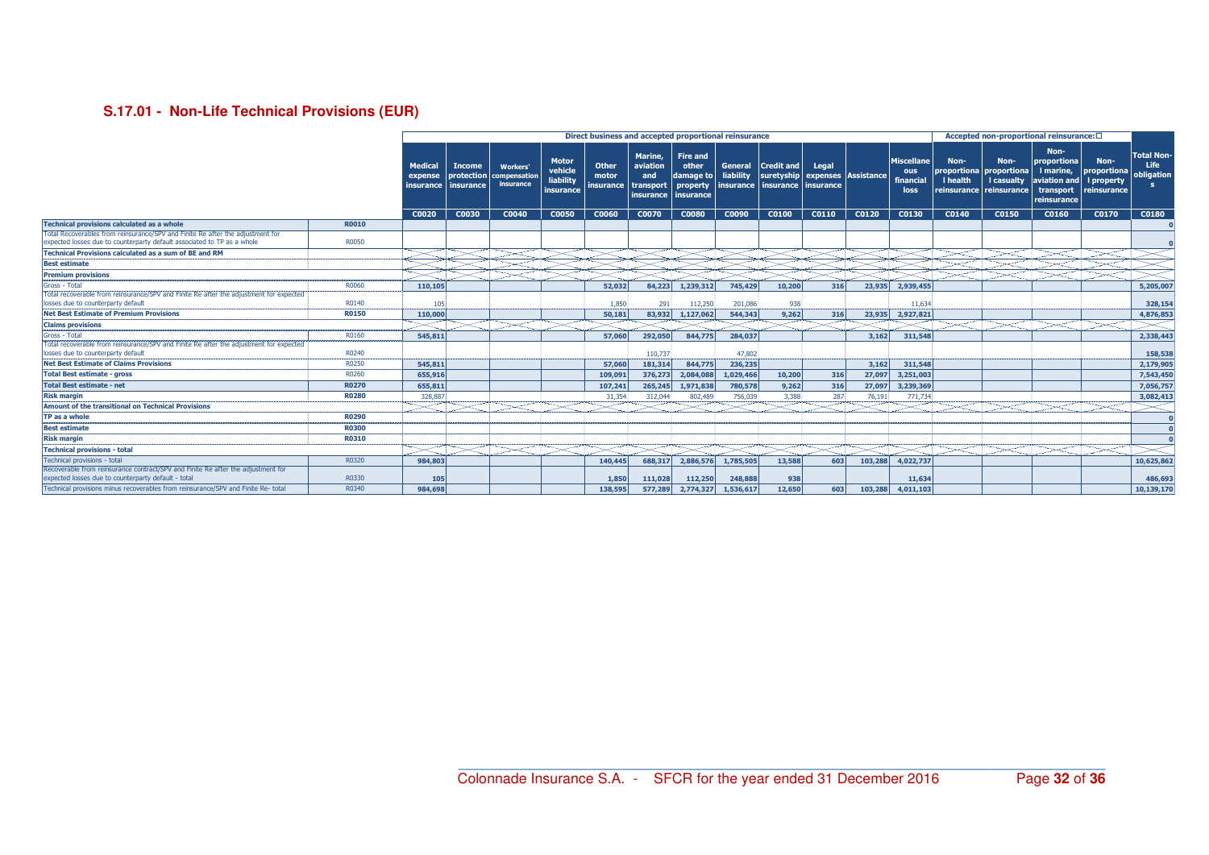## S.17.01 - Non-Life Technical Provisions (EUR)

| | | Direct business and accepted proportional reinsurance | | | | | | | | | | | | Accepted non-proportional reinsurance: | | | | |
|---|---|---|---|---|---|---|---|---|---|---|---|---|---|---|---|---|---|---|
| | | Medical expense insurance | Income protection insurance | Workers' compensation insurance | Motor vehicle liability insurance | Other motor insurance | Marine, aviation and transport insurance | Fire and other damage to property insurance | General liability insurance | Credit and suretyship insurance | Legal expenses insurance | Assistance | Miscellaneous financial loss | Non-proportional health reinsurance | Non-proportional casualty reinsurance | Non-proportional marine, aviation and transport reinsurance | Non-proportional property reinsurance | Total Non-Life obligations |
| | | C0020 | C0030 | C0040 | C0050 | C0060 | C0070 | C0080 | C0090 | C0100 | C0110 | C0120 | C0130 | C0140 | C0150 | C0160 | C0170 | C0180 |
| **Technical provisions calculated as a whole** | **R0010** | | | | | | | | | | | | | | | | | 0 |
| Total Recoverables from reinsurance/SPV and Finite Re after the adjustment for expected losses due to counterparty default associated to TP as a whole | R0050 | | | | | | | | | | | | | | | | | 0 |
| **Technical Provisions calculated as a sum of BE and RM** | | | | | | | | | | | | | | | | | | |
| **Best estimate** | | | | | | | | | | | | | | | | | | |
| **Premium provisions** | | | | | | | | | | | | | | | | | | |
| Gross - Total | R0060 | 110,105 | | | | 52,032 | 84,223 | 1,239,312 | 745,429 | 10,200 | 316 | 23,935 | 2,939,455 | | | | | 5,205,007 |
| Total recoverable from reinsurance/SPV and Finite Re after the adjustment for expected losses due to counterparty default | R0140 | 105 | | | | 1,850 | 291 | 112,250 | 201,086 | 938 | | | 11,634 | | | | | 328,154 |
| **Net Best Estimate of Premium Provisions** | **R0150** | 110,000 | | | | 50,181 | 83,932 | 1,127,062 | 544,343 | 9,262 | 316 | 23,935 | 2,927,821 | | | | | 4,876,853 |
| **Claims provisions** | | | | | | | | | | | | | | | | | | |
| Gross - Total | R0160 | 545,811 | | | | 57,060 | 292,050 | 844,775 | 284,037 | | | 3,162 | 311,548 | | | | | 2,338,443 |
| Total recoverable from reinsurance/SPV and Finite Re after the adjustment for expected losses due to counterparty default | R0240 | | | | | | 110,737 | | 47,802 | | | | | | | | | 158,538 |
| **Net Best Estimate of Claims Provisions** | R0250 | 545,811 | | | | 57,060 | 181,314 | 844,775 | 236,235 | | | 3,162 | 311,548 | | | | | 2,179,905 |
| **Total Best estimate - gross** | R0260 | 655,916 | | | | 109,091 | 376,273 | 2,084,088 | 1,029,466 | 10,200 | 316 | 27,097 | 3,251,003 | | | | | 7,543,450 |
| **Total Best estimate - net** | **R0270** | 655,811 | | | | 107,241 | 265,245 | 1,971,838 | 780,578 | 9,262 | 316 | 27,097 | 3,239,369 | | | | | 7,056,757 |
| **Risk margin** | **R0280** | 328,887 | | | | 31,354 | 312,044 | 802,489 | 756,039 | 3,388 | 287 | 76,191 | 771,734 | | | | | 3,082,413 |
| **Amount of the transitional on Technical Provisions** | | | | | | | | | | | | | | | | | | |
| **TP as a whole** | **R0290** | | | | | | | | | | | | | | | | | 0 |
| **Best estimate** | **R0300** | | | | | | | | | | | | | | | | | 0 |
| **Risk margin** | **R0310** | | | | | | | | | | | | | | | | | 0 |
| **Technical provisions - total** | | | | | | | | | | | | | | | | | | |
| Technical provisions - total | R0320 | 984,803 | | | | 140,445 | 688,317 | 2,886,576 | 1,785,505 | 13,588 | 603 | 103,288 | 4,022,737 | | | | | 10,625,862 |
| Recoverable from reinsurance contract/SPV and Finite Re after the adjustment for expected losses due to counterparty default - total | R0330 | 105 | | | | 1,850 | 111,028 | 112,250 | 248,888 | 938 | | | 11,634 | | | | | 486,693 |
| Technical provisions minus recoverables from reinsurance/SPV and Finite Re- total | R0340 | 984,698 | | | | 138,595 | 577,289 | 2,774,327 | 1,536,617 | 12,650 | 603 | 103,288 | 4,011,103 | | | | | 10,139,170 |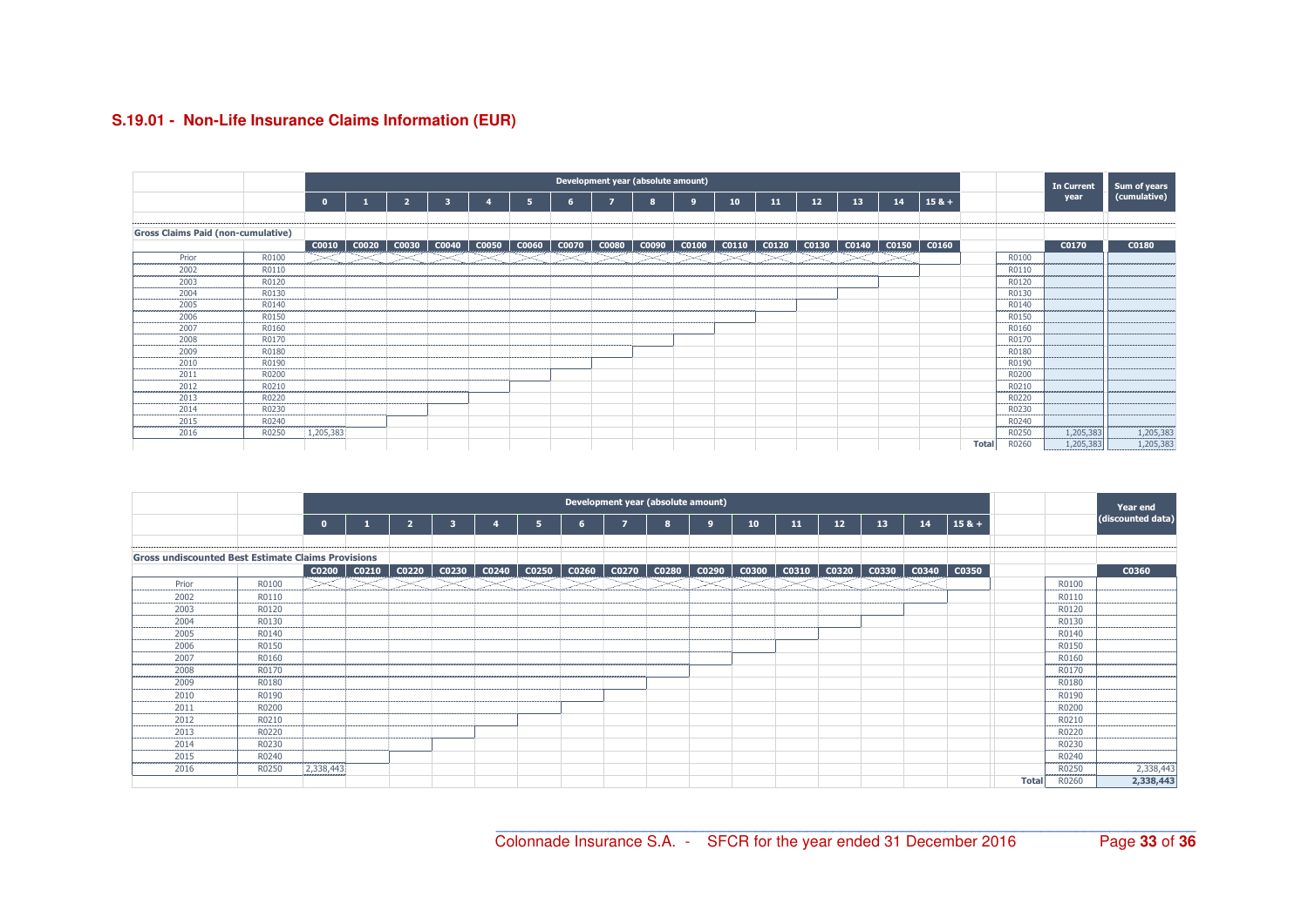## S.19.01 - Non-Life Insurance Claims Information (EUR)

**Gross Claims Paid (non-cumulative)**

| | | Development year (absolute amount) | | | | | | | | | | | | | | | | | | In Current year | Sum of years (cumulative) |
|---|---|---|---|---|---|---|---|---|---|---|---|---|---|---|---|---|---|---|---|---|---|
| | | 0 | 1 | 2 | 3 | 4 | 5 | 6 | 7 | 8 | 9 | 10 | 11 | 12 | 13 | 14 | 15 & + | | | | |
| | | C0010 | C0020 | C0030 | C0040 | C0050 | C0060 | C0070 | C0080 | C0090 | C0100 | C0110 | C0120 | C0130 | C0140 | C0150 | C0160 | | | C0170 | C0180 |
| Prior | R0100 | | | | | | | | | | | | | | | | | | R0100 | | |
| 2002 | R0110 | | | | | | | | | | | | | | | | | | R0110 | | |
| 2003 | R0120 | | | | | | | | | | | | | | | | | | R0120 | | |
| 2004 | R0130 | | | | | | | | | | | | | | | | | | R0130 | | |
| 2005 | R0140 | | | | | | | | | | | | | | | | | | R0140 | | |
| 2006 | R0150 | | | | | | | | | | | | | | | | | | R0150 | | |
| 2007 | R0160 | | | | | | | | | | | | | | | | | | R0160 | | |
| 2008 | R0170 | | | | | | | | | | | | | | | | | | R0170 | | |
| 2009 | R0180 | | | | | | | | | | | | | | | | | | R0180 | | |
| 2010 | R0190 | | | | | | | | | | | | | | | | | | R0190 | | |
| 2011 | R0200 | | | | | | | | | | | | | | | | | | R0200 | | |
| 2012 | R0210 | | | | | | | | | | | | | | | | | | R0210 | | |
| 2013 | R0220 | | | | | | | | | | | | | | | | | | R0220 | | |
| 2014 | R0230 | | | | | | | | | | | | | | | | | | R0230 | | |
| 2015 | R0240 | | | | | | | | | | | | | | | | | | R0240 | | |
| 2016 | R0250 | 1,205,383 | | | | | | | | | | | | | | | | | R0250 | 1,205,383 | 1,205,383 |
| | | | | | | | | | | | | | | | | | | Total | R0260 | 1,205,383 | 1,205,383 |

**Gross undiscounted Best Estimate Claims Provisions**

| | | Development year (absolute amount) | | | | | | | | | | | | | | | | | Year end (discounted data) |
|---|---|---|---|---|---|---|---|---|---|---|---|---|---|---|---|---|---|---|---|
| | | 0 | 1 | 2 | 3 | 4 | 5 | 6 | 7 | 8 | 9 | 10 | 11 | 12 | 13 | 14 | 15 & + | | |
| | | C0200 | C0210 | C0220 | C0230 | C0240 | C0250 | C0260 | C0270 | C0280 | C0290 | C0300 | C0310 | C0320 | C0330 | C0340 | C0350 | | C0360 |
| Prior | R0100 | | | | | | | | | | | | | | | | | R0100 | |
| 2002 | R0110 | | | | | | | | | | | | | | | | | R0110 | |
| 2003 | R0120 | | | | | | | | | | | | | | | | | R0120 | |
| 2004 | R0130 | | | | | | | | | | | | | | | | | R0130 | |
| 2005 | R0140 | | | | | | | | | | | | | | | | | R0140 | |
| 2006 | R0150 | | | | | | | | | | | | | | | | | R0150 | |
| 2007 | R0160 | | | | | | | | | | | | | | | | | R0160 | |
| 2008 | R0170 | | | | | | | | | | | | | | | | | R0170 | |
| 2009 | R0180 | | | | | | | | | | | | | | | | | R0180 | |
| 2010 | R0190 | | | | | | | | | | | | | | | | | R0190 | |
| 2011 | R0200 | | | | | | | | | | | | | | | | | R0200 | |
| 2012 | R0210 | | | | | | | | | | | | | | | | | R0210 | |
| 2013 | R0220 | | | | | | | | | | | | | | | | | R0220 | |
| 2014 | R0230 | | | | | | | | | | | | | | | | | R0230 | |
| 2015 | R0240 | | | | | | | | | | | | | | | | | R0240 | |
| 2016 | R0250 | 2,338,443 | | | | | | | | | | | | | | | | R0250 | 2,338,443 |
| | | | | | | | | | | | | | | | | | Total | R0260 | 2,338,443 |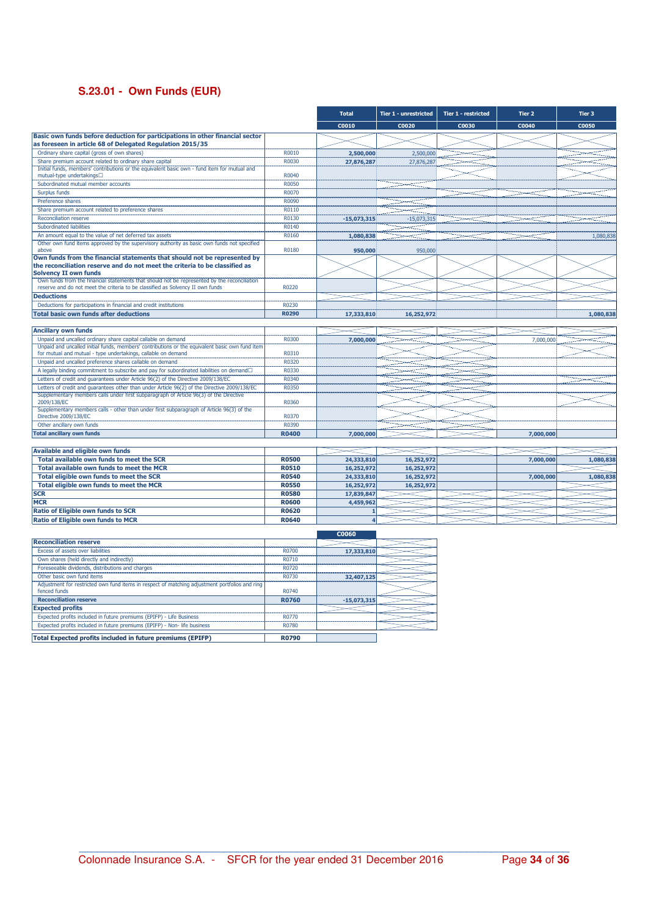## S.23.01 - Own Funds (EUR)

| | | Total | Tier 1 - unrestricted | Tier 1 - restricted | Tier 2 | Tier 3 |
|---|---|---|---|---|---|---|
| | | C0010 | C0020 | C0030 | C0040 | C0050 |
| **Basic own funds before deduction for participations in other financial sector as foreseen in article 68 of Delegated Regulation 2015/35** | | | | | | |
| Ordinary share capital (gross of own shares) | R0010 | 2,500,000 | 2,500,000 | | | |
| Share premium account related to ordinary share capital | R0030 | 27,876,287 | 27,876,287 | | | |
| Initial funds, members' contributions or the equivalent basic own - fund item for mutual and mutual-type undertakings | R0040 | | | | | |
| Subordinated mutual member accounts | R0050 | | | | | |
| Surplus funds | R0070 | | | | | |
| Preference shares | R0090 | | | | | |
| Share premium account related to preference shares | R0110 | | | | | |
| Reconciliation reserve | R0130 | -15,073,315 | -15,073,315 | | | |
| Subordinated liabilities | R0140 | | | | | |
| An amount equal to the value of net deferred tax assets | R0160 | 1,080,838 | | | | 1,080,838 |
| Other own fund items approved by the supervisory authority as basic own funds not specified above | R0180 | 950,000 | 950,000 | | | |
| **Own funds from the financial statements that should not be represented by the reconciliation reserve and do not meet the criteria to be classified as Solvency II own funds** | | | | | | |
| Own funds from the financial statements that should not be represented by the reconciliation reserve and do not meet the criteria to be classified as Solvency II own funds | R0220 | | | | | |
| **Deductions** | | | | | | |
| Deductions for participations in financial and credit institutions | R0230 | | | | | |
| **Total basic own funds after deductions** | **R0290** | 17,333,810 | 16,252,972 | | | 1,080,838 |
| **Ancillary own funds** | | | | | | |
| Unpaid and uncalled ordinary share capital callable on demand | R0300 | 7,000,000 | | | 7,000,000 | |
| Unpaid and uncalled initial funds, members' contributions or the equivalent basic own fund item for mutual and mutual - type undertakings, callable on demand | R0310 | | | | | |
| Unpaid and uncalled preference shares callable on demand | R0320 | | | | | |
| A legally binding commitment to subscribe and pay for subordinated liabilities on demand | R0330 | | | | | |
| Letters of credit and guarantees under Article 96(2) of the Directive 2009/138/EC | R0340 | | | | | |
| Letters of credit and guarantees other than under Article 96(2) of the Directive 2009/138/EC | R0350 | | | | | |
| Supplementary members calls under first subparagraph of Article 96(3) of the Directive 2009/138/EC | R0360 | | | | | |
| Supplementary members calls - other than under first subparagraph of Article 96(3) of the Directive 2009/138/EC | R0370 | | | | | |
| Other ancillary own funds | R0390 | | | | | |
| **Total ancillary own funds** | **R0400** | 7,000,000 | | | 7,000,000 | |
| **Available and eligible own funds** | | | | | | |
| **Total available own funds to meet the SCR** | **R0500** | 24,333,810 | 16,252,972 | | 7,000,000 | 1,080,838 |
| **Total available own funds to meet the MCR** | **R0510** | 16,252,972 | 16,252,972 | | | |
| **Total eligible own funds to meet the SCR** | **R0540** | 24,333,810 | 16,252,972 | | 7,000,000 | 1,080,838 |
| **Total eligible own funds to meet the MCR** | **R0550** | 16,252,972 | 16,252,972 | | | |
| **SCR** | **R0580** | 17,839,847 | | | | |
| **MCR** | **R0600** | 4,459,962 | | | | |
| **Ratio of Eligible own funds to SCR** | **R0620** | 1 | | | | |
| **Ratio of Eligible own funds to MCR** | **R0640** | 4 | | | | |

| | | C0060 |
|---|---|---|
| **Reconciliation reserve** | | |
| Excess of assets over liabilities | R0700 | 17,333,810 |
| Own shares (held directly and indirectly) | R0710 | |
| Foreseeable dividends, distributions and charges | R0720 | |
| Other basic own fund items | R0730 | 32,407,125 |
| Adjustment for restricted own fund items in respect of matching adjustment portfolios and ring fenced funds | R0740 | |
| **Reconciliation reserve** | **R0760** | -15,073,315 |
| **Expected profits** | | |
| Expected profits included in future premiums (EPIFP) - Life Business | R0770 | |
| Expected profits included in future premiums (EPIFP) - Non- life business | R0780 | |
| **Total Expected profits included in future premiums (EPIFP)** | **R0790** | |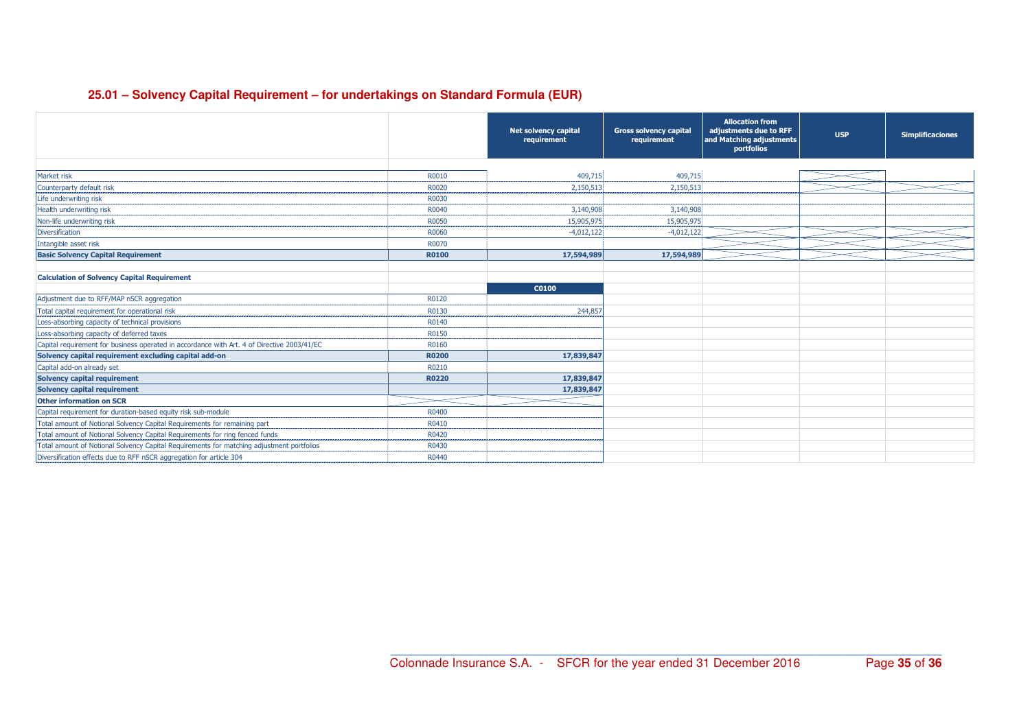## 25.01 – Solvency Capital Requirement – for undertakings on Standard Formula (EUR)

| | | Net solvency capital requirement | Gross solvency capital requirement | Allocation from adjustments due to RFF and Matching adjustments portfolios | USP | Simplificaciones |
|---|---|---|---|---|---|---|
| Market risk | R0010 | 409,715 | 409,715 | | | |
| Counterparty default risk | R0020 | 2,150,513 | 2,150,513 | | | |
| Life underwriting risk | R0030 | | | | | |
| Health underwriting risk | R0040 | 3,140,908 | 3,140,908 | | | |
| Non-life underwriting risk | R0050 | 15,905,975 | 15,905,975 | | | |
| Diversification | R0060 | -4,012,122 | -4,012,122 | | | |
| Intangible asset risk | R0070 | | | | | |
| **Basic Solvency Capital Requirement** | **R0100** | **17,594,989** | **17,594,989** | | | |

| **Calculation of Solvency Capital Requirement** | | |
|---|---|---|
| | | **C0100** |
| Adjustment due to RFF/MAP nSCR aggregation | R0120 | |
| Total capital requirement for operational risk | R0130 | 244,857 |
| Loss-absorbing capacity of technical provisions | R0140 | |
| Loss-absorbing capacity of deferred taxes | R0150 | |
| Capital requirement for business operated in accordance with Art. 4 of Directive 2003/41/EC | R0160 | |
| **Solvency capital requirement excluding capital add-on** | **R0200** | **17,839,847** |
| Capital add-on already set | R0210 | |
| **Solvency capital requirement** | **R0220** | **17,839,847** |
| **Solvency capital requirement** | | **17,839,847** |
| **Other information on SCR** | | |
| Capital requirement for duration-based equity risk sub-module | R0400 | |
| Total amount of Notional Solvency Capital Requirements for remaining part | R0410 | |
| Total amount of Notional Solvency Capital Requirements for ring fenced funds | R0420 | |
| Total amount of Notional Solvency Capital Requirements for matching adjustment portfolios | R0430 | |
| Diversification effects due to RFF nSCR aggregation for article 304 | R0440 | |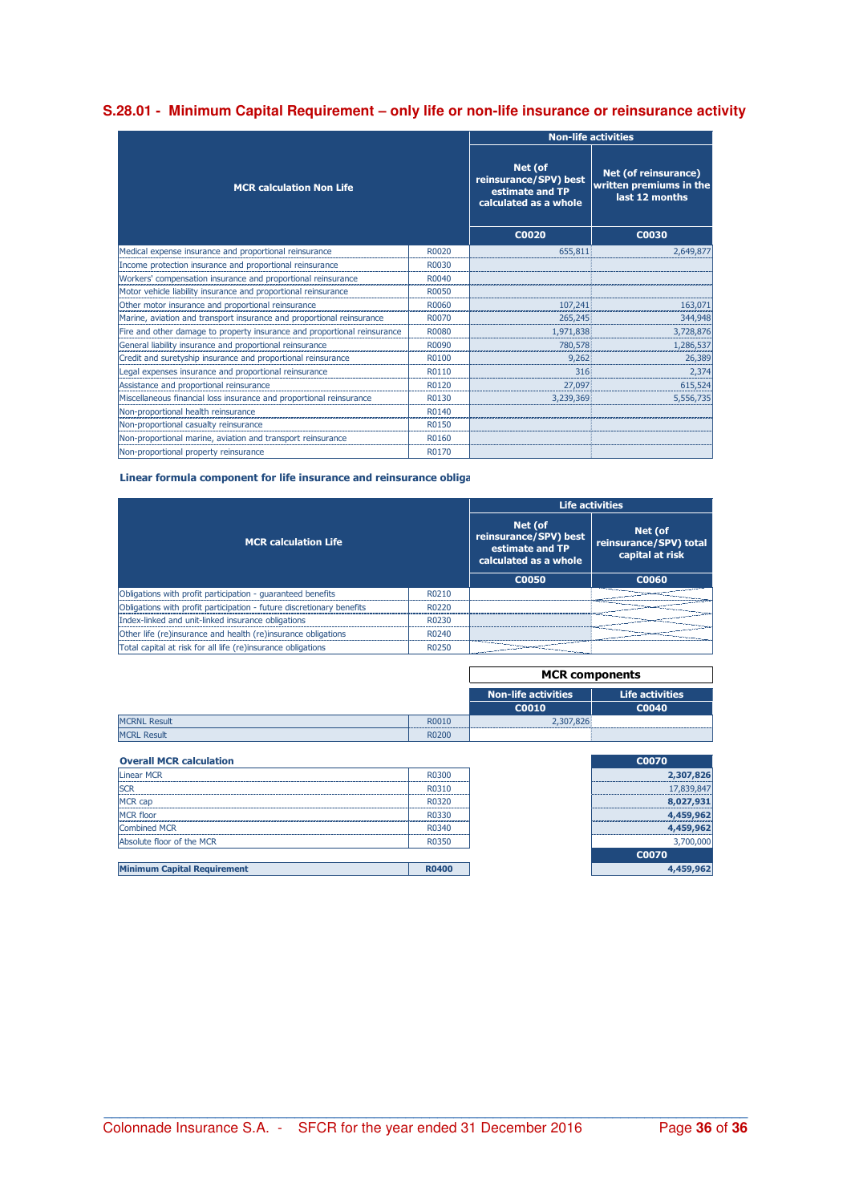## S.28.01 - Minimum Capital Requirement – only life or non-life insurance or reinsurance activity

| MCR calculation Non Life | | Non-life activities | |
|---|---|---|---|
| | | Net (of reinsurance/SPV) best estimate and TP calculated as a whole | Net (of reinsurance) written premiums in the last 12 months |
| | | C0020 | C0030 |
| Medical expense insurance and proportional reinsurance | R0020 | 655,811 | 2,649,877 |
| Income protection insurance and proportional reinsurance | R0030 | | |
| Workers' compensation insurance and proportional reinsurance | R0040 | | |
| Motor vehicle liability insurance and proportional reinsurance | R0050 | | |
| Other motor insurance and proportional reinsurance | R0060 | 107,241 | 163,071 |
| Marine, aviation and transport insurance and proportional reinsurance | R0070 | 265,245 | 344,948 |
| Fire and other damage to property insurance and proportional reinsurance | R0080 | 1,971,838 | 3,728,876 |
| General liability insurance and proportional reinsurance | R0090 | 780,578 | 1,286,537 |
| Credit and suretyship insurance and proportional reinsurance | R0100 | 9,262 | 26,389 |
| Legal expenses insurance and proportional reinsurance | R0110 | 316 | 2,374 |
| Assistance and proportional reinsurance | R0120 | 27,097 | 615,524 |
| Miscellaneous financial loss insurance and proportional reinsurance | R0130 | 3,239,369 | 5,556,735 |
| Non-proportional health reinsurance | R0140 | | |
| Non-proportional casualty reinsurance | R0150 | | |
| Non-proportional marine, aviation and transport reinsurance | R0160 | | |
| Non-proportional property reinsurance | R0170 | | |

### Linear formula component for life insurance and reinsurance obliga

| MCR calculation Life | | Life activities | |
|---|---|---|---|
| | | Net (of reinsurance/SPV) best estimate and TP calculated as a whole | Net (of reinsurance/SPV) total capital at risk |
| | | C0050 | C0060 |
| Obligations with profit participation - guaranteed benefits | R0210 | | |
| Obligations with profit participation - future discretionary benefits | R0220 | | |
| Index-linked and unit-linked insurance obligations | R0230 | | |
| Other life (re)insurance and health (re)insurance obligations | R0240 | | |
| Total capital at risk for all life (re)insurance obligations | R0250 | | |

| | | MCR components | |
|---|---|---|---|
| | | Non-life activities | Life activities |
| | | C0010 | C0040 |
| MCRNL Result | R0010 | 2,307,826 | |
| MCRL Result | R0200 | | |

### Overall MCR calculation

| | | C0070 |
|---|---|---|
| Linear MCR | R0300 | **2,307,826** |
| SCR | R0310 | 17,839,847 |
| MCR cap | R0320 | **8,027,931** |
| MCR floor | R0330 | **4,459,962** |
| Combined MCR | R0340 | **4,459,962** |
| Absolute floor of the MCR | R0350 | 3,700,000 |

| | | C0070 |
|---|---|---|
| **Minimum Capital Requirement** | **R0400** | **4,459,962** |